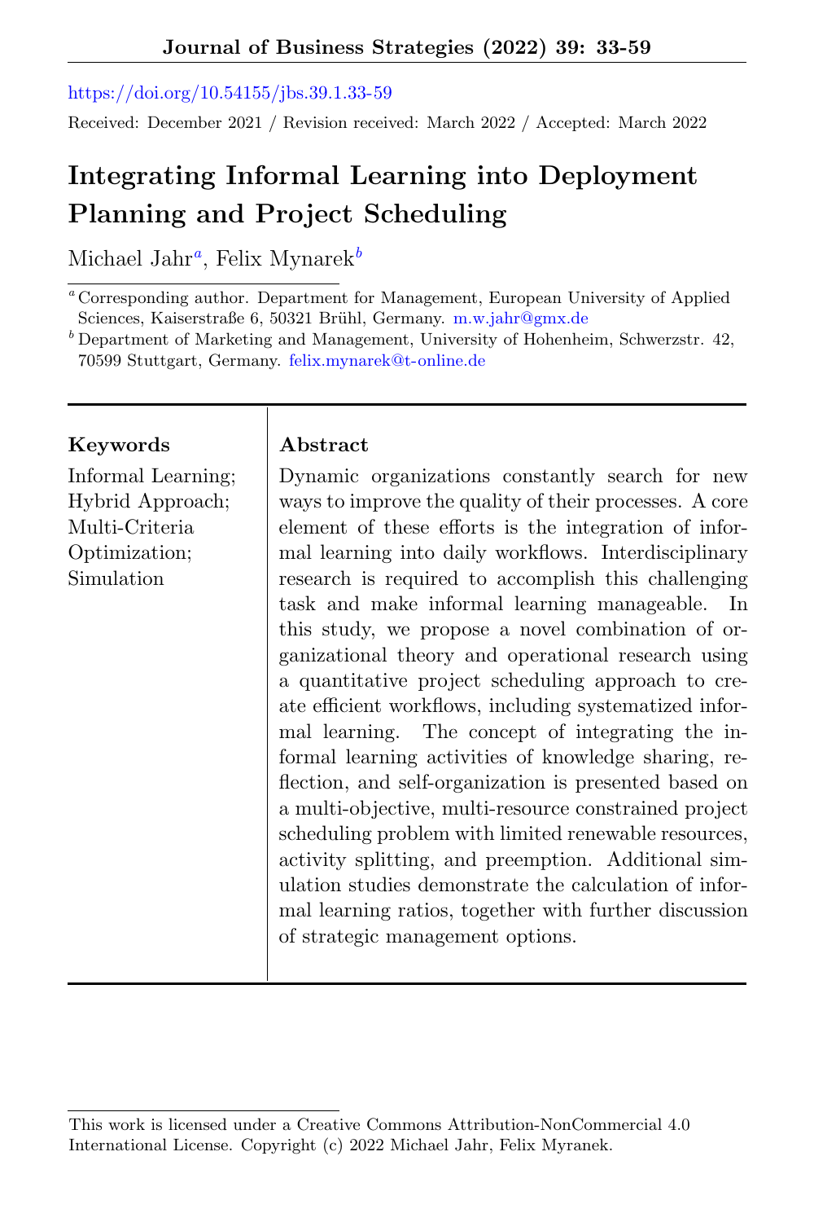https://doi.org/10.54155/jbs.39.1.33-59

Received: December 2021 / Revision received: March 2022 / Accepted: March 2022

# Integrating Informal Learning into Deployment Planning and Project Scheduling

Michael Jahr[a], Felix Mynarek[b]

[a] Corresponding author. Department for Management, European University of Applied Sciences, Kaiserstraße 6, 50321 Brühl, Germany. m.w.jahr@gmx.de

[b] Department of Marketing and Management, University of Hohenheim, Schwerzstr. 42, 70599 Stuttgart, Germany. felix.mynarek@t-online.de

**Keywords**

Informal Learning; Hybrid Approach; Multi-Criteria Optimization; Simulation

**Abstract**

Dynamic organizations constantly search for new ways to improve the quality of their processes. A core element of these efforts is the integration of informal learning into daily workflows. Interdisciplinary research is required to accomplish this challenging task and make informal learning manageable. In this study, we propose a novel combination of organizational theory and operational research using a quantitative project scheduling approach to create efficient workflows, including systematized informal learning. The concept of integrating the informal learning activities of knowledge sharing, reflection, and self-organization is presented based on a multi-objective, multi-resource constrained project scheduling problem with limited renewable resources, activity splitting, and preemption. Additional simulation studies demonstrate the calculation of informal learning ratios, together with further discussion of strategic management options.

This work is licensed under a Creative Commons Attribution-NonCommercial 4.0 International License. Copyright (c) 2022 Michael Jahr, Felix Myranek.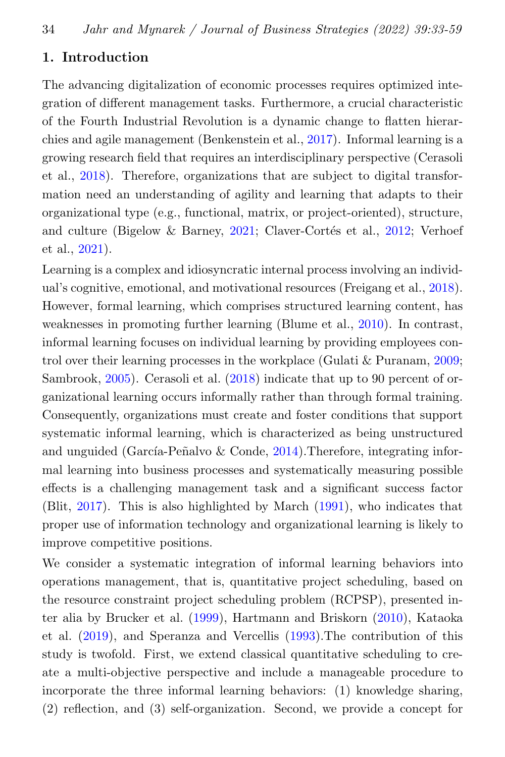## 1. Introduction

The advancing digitalization of economic processes requires optimized integration of different management tasks. Furthermore, a crucial characteristic of the Fourth Industrial Revolution is a dynamic change to flatten hierarchies and agile management (Benkenstein et al., 2017). Informal learning is a growing research field that requires an interdisciplinary perspective (Cerasoli et al., 2018). Therefore, organizations that are subject to digital transformation need an understanding of agility and learning that adapts to their organizational type (e.g., functional, matrix, or project-oriented), structure, and culture (Bigelow & Barney, 2021; Claver-Cortés et al., 2012; Verhoef et al., 2021).

Learning is a complex and idiosyncratic internal process involving an individual's cognitive, emotional, and motivational resources (Freigang et al., 2018). However, formal learning, which comprises structured learning content, has weaknesses in promoting further learning (Blume et al., 2010). In contrast, informal learning focuses on individual learning by providing employees control over their learning processes in the workplace (Gulati & Puranam, 2009; Sambrook, 2005). Cerasoli et al. (2018) indicate that up to 90 percent of organizational learning occurs informally rather than through formal training. Consequently, organizations must create and foster conditions that support systematic informal learning, which is characterized as being unstructured and unguided (García-Peñalvo & Conde, 2014).Therefore, integrating informal learning into business processes and systematically measuring possible effects is a challenging management task and a significant success factor (Blit, 2017). This is also highlighted by March (1991), who indicates that proper use of information technology and organizational learning is likely to improve competitive positions.

We consider a systematic integration of informal learning behaviors into operations management, that is, quantitative project scheduling, based on the resource constraint project scheduling problem (RCPSP), presented inter alia by Brucker et al. (1999), Hartmann and Briskorn (2010), Kataoka et al. (2019), and Speranza and Vercellis (1993).The contribution of this study is twofold. First, we extend classical quantitative scheduling to create a multi-objective perspective and include a manageable procedure to incorporate the three informal learning behaviors: (1) knowledge sharing, (2) reflection, and (3) self-organization. Second, we provide a concept for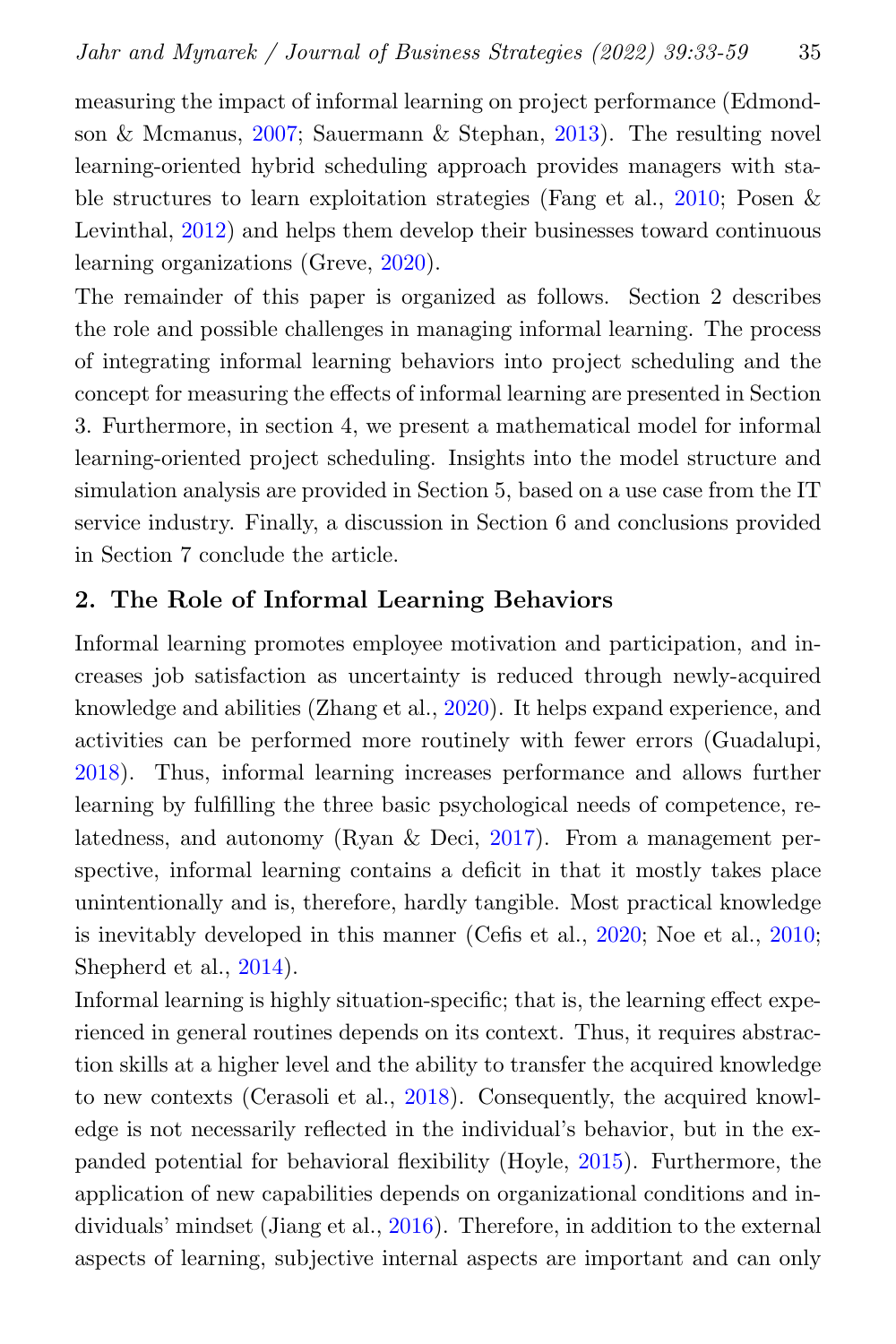measuring the impact of informal learning on project performance (Edmondson & Mcmanus, 2007; Sauermann & Stephan, 2013). The resulting novel learning-oriented hybrid scheduling approach provides managers with stable structures to learn exploitation strategies (Fang et al., 2010; Posen & Levinthal, 2012) and helps them develop their businesses toward continuous learning organizations (Greve, 2020).

The remainder of this paper is organized as follows. Section 2 describes the role and possible challenges in managing informal learning. The process of integrating informal learning behaviors into project scheduling and the concept for measuring the effects of informal learning are presented in Section 3. Furthermore, in section 4, we present a mathematical model for informal learning-oriented project scheduling. Insights into the model structure and simulation analysis are provided in Section 5, based on a use case from the IT service industry. Finally, a discussion in Section 6 and conclusions provided in Section 7 conclude the article.

## 2. The Role of Informal Learning Behaviors

Informal learning promotes employee motivation and participation, and increases job satisfaction as uncertainty is reduced through newly-acquired knowledge and abilities (Zhang et al., 2020). It helps expand experience, and activities can be performed more routinely with fewer errors (Guadalupi, 2018). Thus, informal learning increases performance and allows further learning by fulfilling the three basic psychological needs of competence, relatedness, and autonomy (Ryan & Deci, 2017). From a management perspective, informal learning contains a deficit in that it mostly takes place unintentionally and is, therefore, hardly tangible. Most practical knowledge is inevitably developed in this manner (Cefis et al., 2020; Noe et al., 2010; Shepherd et al., 2014).

Informal learning is highly situation-specific; that is, the learning effect experienced in general routines depends on its context. Thus, it requires abstraction skills at a higher level and the ability to transfer the acquired knowledge to new contexts (Cerasoli et al., 2018). Consequently, the acquired knowledge is not necessarily reflected in the individual's behavior, but in the expanded potential for behavioral flexibility (Hoyle, 2015). Furthermore, the application of new capabilities depends on organizational conditions and individuals' mindset (Jiang et al., 2016). Therefore, in addition to the external aspects of learning, subjective internal aspects are important and can only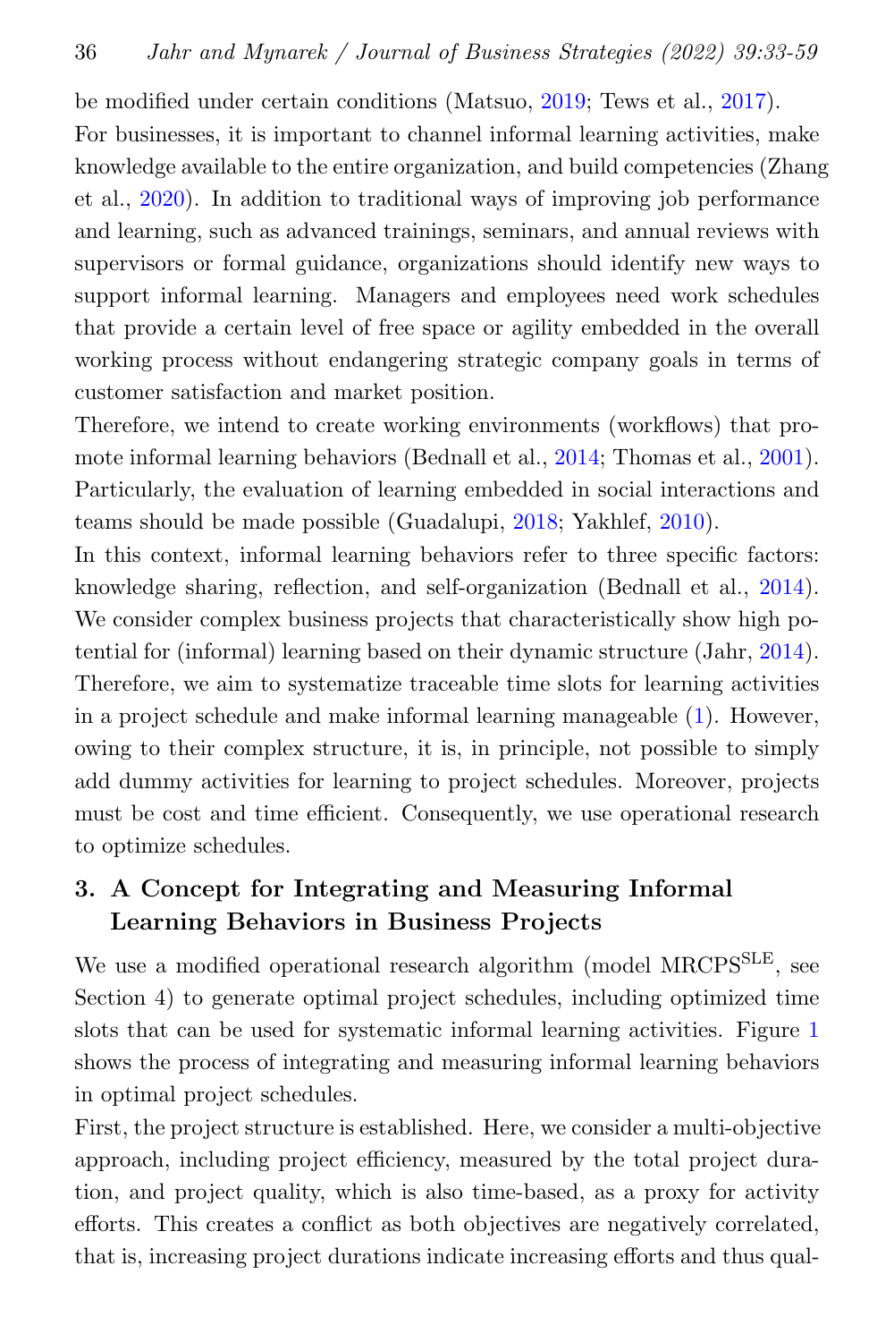be modified under certain conditions (Matsuo, 2019; Tews et al., 2017).
For businesses, it is important to channel informal learning activities, make knowledge available to the entire organization, and build competencies (Zhang et al., 2020). In addition to traditional ways of improving job performance and learning, such as advanced trainings, seminars, and annual reviews with supervisors or formal guidance, organizations should identify new ways to support informal learning. Managers and employees need work schedules that provide a certain level of free space or agility embedded in the overall working process without endangering strategic company goals in terms of customer satisfaction and market position.
Therefore, we intend to create working environments (workflows) that promote informal learning behaviors (Bednall et al., 2014; Thomas et al., 2001). Particularly, the evaluation of learning embedded in social interactions and teams should be made possible (Guadalupi, 2018; Yakhlef, 2010).
In this context, informal learning behaviors refer to three specific factors: knowledge sharing, reflection, and self-organization (Bednall et al., 2014). We consider complex business projects that characteristically show high potential for (informal) learning based on their dynamic structure (Jahr, 2014). Therefore, we aim to systematize traceable time slots for learning activities in a project schedule and make informal learning manageable (1). However, owing to their complex structure, it is, in principle, not possible to simply add dummy activities for learning to project schedules. Moreover, projects must be cost and time efficient. Consequently, we use operational research to optimize schedules.

## 3. A Concept for Integrating and Measuring Informal Learning Behaviors in Business Projects

We use a modified operational research algorithm (model MRCPS$^{SLE}$, see Section 4) to generate optimal project schedules, including optimized time slots that can be used for systematic informal learning activities. Figure 1 shows the process of integrating and measuring informal learning behaviors in optimal project schedules.
First, the project structure is established. Here, we consider a multi-objective approach, including project efficiency, measured by the total project duration, and project quality, which is also time-based, as a proxy for activity efforts. This creates a conflict as both objectives are negatively correlated, that is, increasing project durations indicate increasing efforts and thus qual-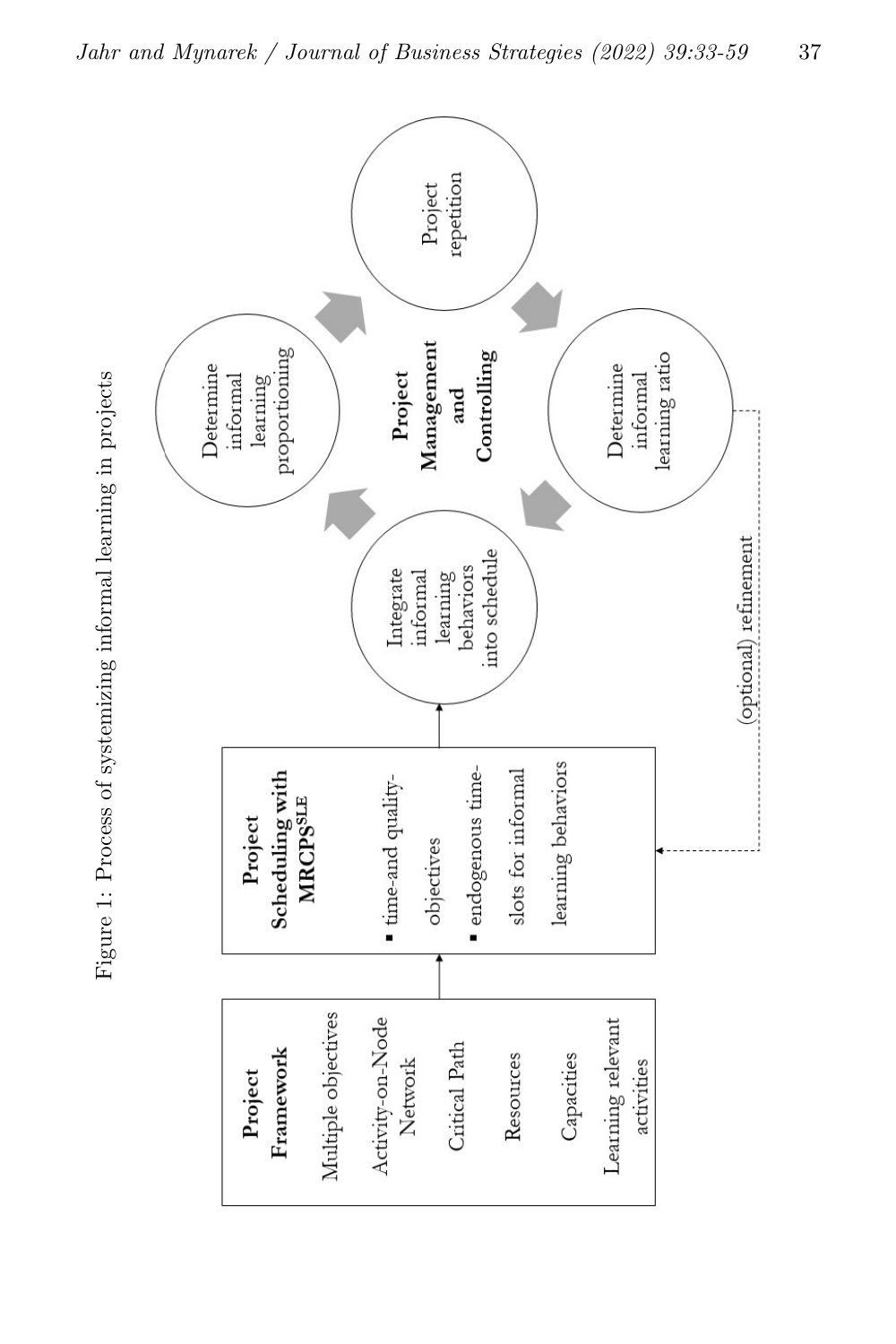Figure 1: Process of systemizing informal learning in projects

**Project Framework**

Multiple objectives

Activity-on-Node Network

Critical Path

Resources

Capacities

Learning relevant activities

**Project Scheduling with MRCPS$^{SLE}$**

- time-and quality-objectives
- endogenous time-slots for informal learning behaviors

Integrate informal learning behaviors into schedule

Determine informal learning proportioning

Project repetition

Determine informal learning ratio

**Project Management and Controlling**

(optional) refinement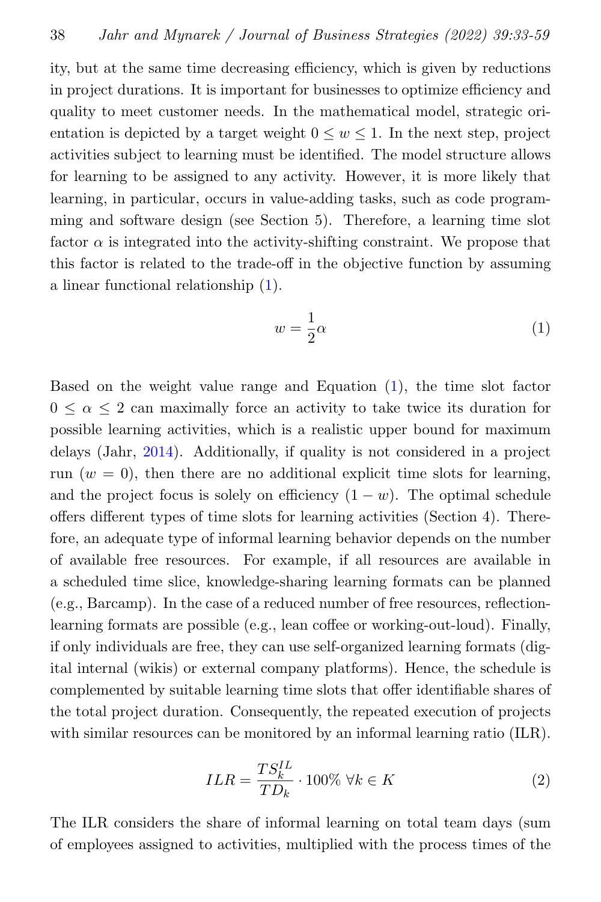ity, but at the same time decreasing efficiency, which is given by reductions in project durations. It is important for businesses to optimize efficiency and quality to meet customer needs. In the mathematical model, strategic orientation is depicted by a target weight $0 \leq w \leq 1$. In the next step, project activities subject to learning must be identified. The model structure allows for learning to be assigned to any activity. However, it is more likely that learning, in particular, occurs in value-adding tasks, such as code programming and software design (see Section 5). Therefore, a learning time slot factor $\alpha$ is integrated into the activity-shifting constraint. We propose that this factor is related to the trade-off in the objective function by assuming a linear functional relationship (1).

$$w = \frac{1}{2}\alpha \tag{1}$$

Based on the weight value range and Equation (1), the time slot factor $0 \leq \alpha \leq 2$ can maximally force an activity to take twice its duration for possible learning activities, which is a realistic upper bound for maximum delays (Jahr, 2014). Additionally, if quality is not considered in a project run ($w = 0$), then there are no additional explicit time slots for learning, and the project focus is solely on efficiency ($1 - w$). The optimal schedule offers different types of time slots for learning activities (Section 4). Therefore, an adequate type of informal learning behavior depends on the number of available free resources. For example, if all resources are available in a scheduled time slice, knowledge-sharing learning formats can be planned (e.g., Barcamp). In the case of a reduced number of free resources, reflection-learning formats are possible (e.g., lean coffee or working-out-loud). Finally, if only individuals are free, they can use self-organized learning formats (digital internal (wikis) or external company platforms). Hence, the schedule is complemented by suitable learning time slots that offer identifiable shares of the total project duration. Consequently, the repeated execution of projects with similar resources can be monitored by an informal learning ratio (ILR).

$$ILR = \frac{TS_k^{IL}}{TD_k} \cdot 100\% \; \forall k \in K \tag{2}$$

The ILR considers the share of informal learning on total team days (sum of employees assigned to activities, multiplied with the process times of the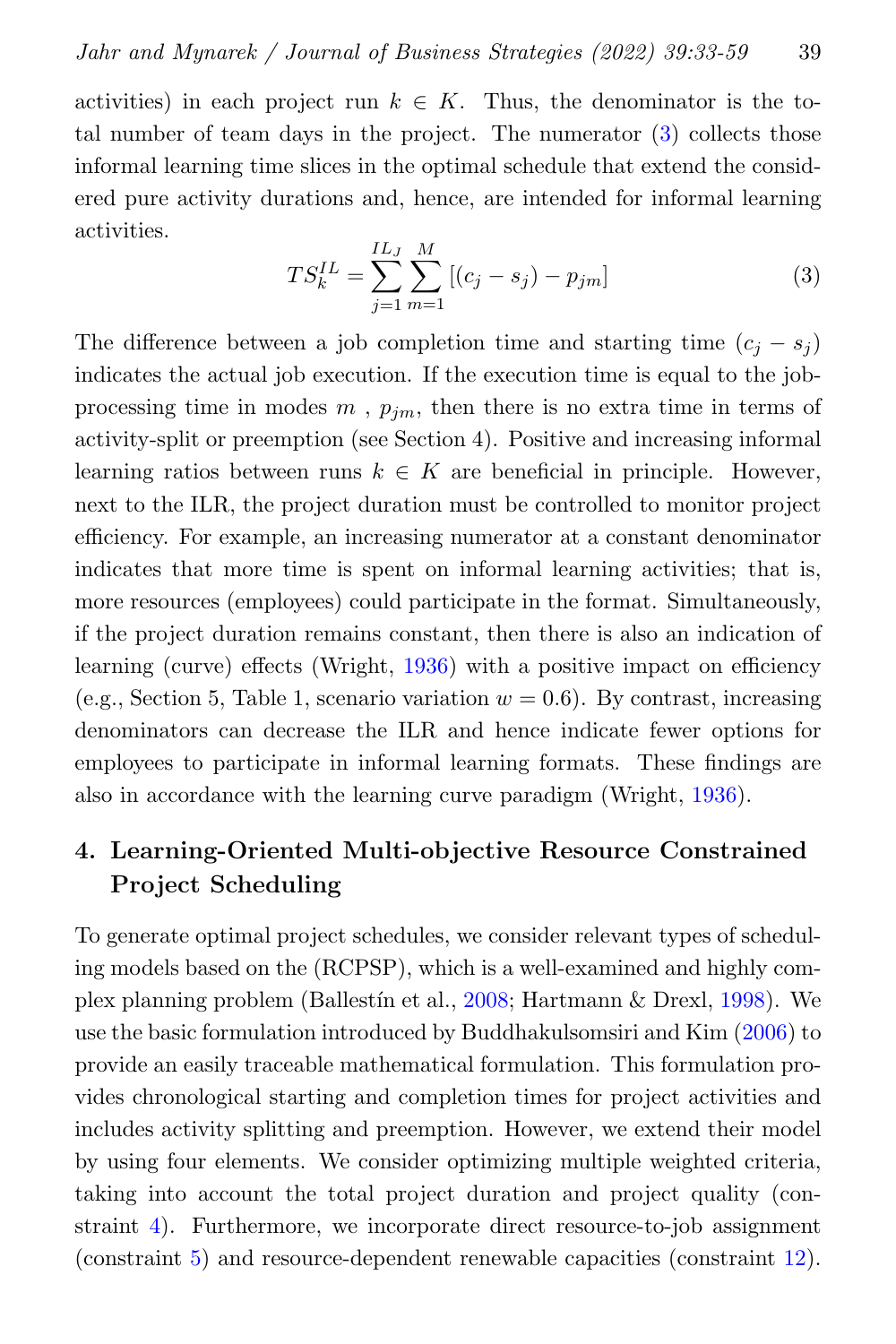activities) in each project run $k \in K$. Thus, the denominator is the total number of team days in the project. The numerator (3) collects those informal learning time slices in the optimal schedule that extend the considered pure activity durations and, hence, are intended for informal learning activities.

$$TS_k^{IL} = \sum_{j=1}^{IL_J} \sum_{m=1}^{M} [(c_j - s_j) - p_{jm}] \tag{3}$$

The difference between a job completion time and starting time $(c_j - s_j)$ indicates the actual job execution. If the execution time is equal to the job-processing time in modes $m$ , $p_{jm}$, then there is no extra time in terms of activity-split or preemption (see Section 4). Positive and increasing informal learning ratios between runs $k \in K$ are beneficial in principle. However, next to the ILR, the project duration must be controlled to monitor project efficiency. For example, an increasing numerator at a constant denominator indicates that more time is spent on informal learning activities; that is, more resources (employees) could participate in the format. Simultaneously, if the project duration remains constant, then there is also an indication of learning (curve) effects (Wright, 1936) with a positive impact on efficiency (e.g., Section 5, Table 1, scenario variation $w = 0.6$). By contrast, increasing denominators can decrease the ILR and hence indicate fewer options for employees to participate in informal learning formats. These findings are also in accordance with the learning curve paradigm (Wright, 1936).

## 4. Learning-Oriented Multi-objective Resource Constrained Project Scheduling

To generate optimal project schedules, we consider relevant types of scheduling models based on the (RCPSP), which is a well-examined and highly complex planning problem (Ballestín et al., 2008; Hartmann & Drexl, 1998). We use the basic formulation introduced by Buddhakulsomsiri and Kim (2006) to provide an easily traceable mathematical formulation. This formulation provides chronological starting and completion times for project activities and includes activity splitting and preemption. However, we extend their model by using four elements. We consider optimizing multiple weighted criteria, taking into account the total project duration and project quality (constraint 4). Furthermore, we incorporate direct resource-to-job assignment (constraint 5) and resource-dependent renewable capacities (constraint 12).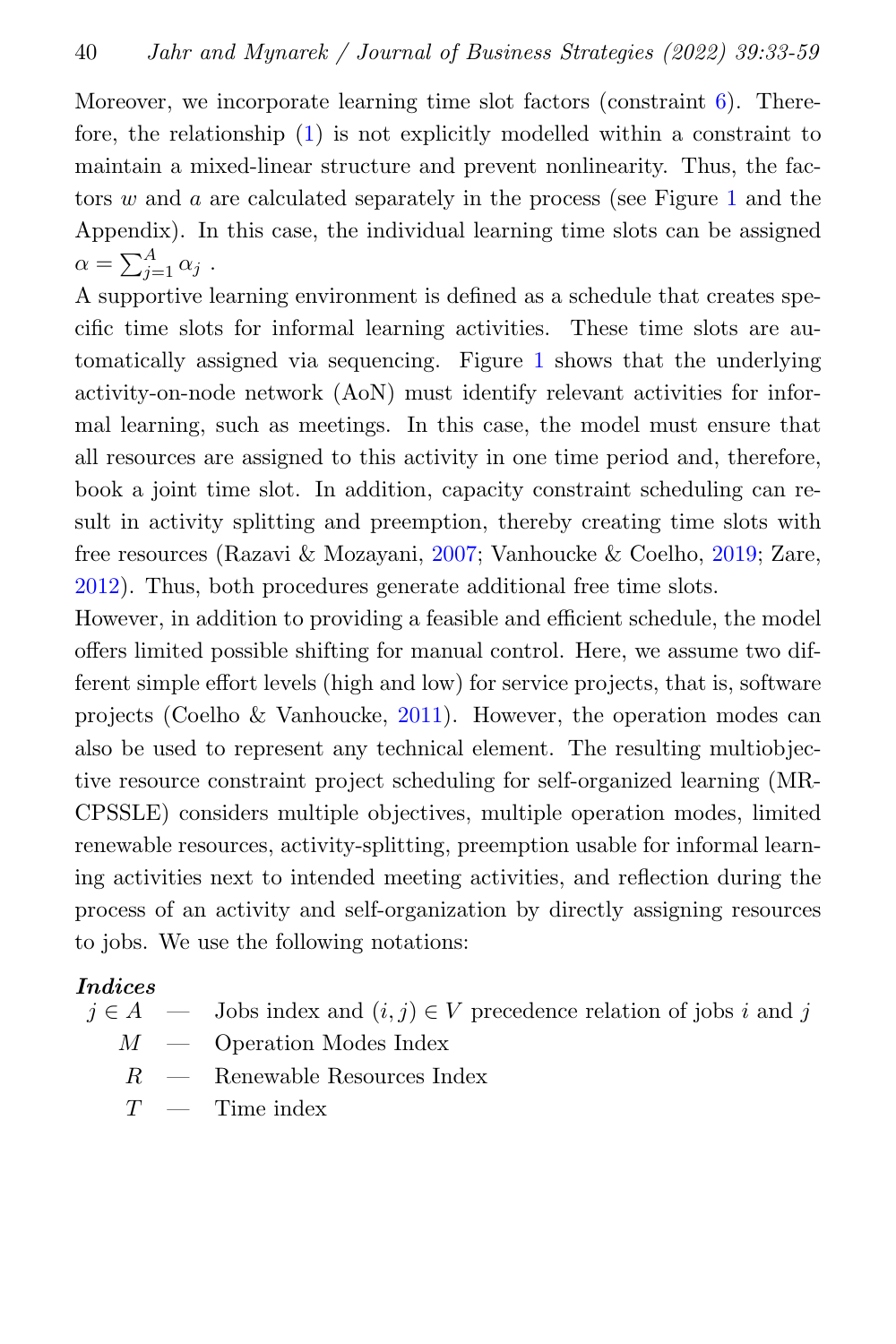Moreover, we incorporate learning time slot factors (constraint 6). Therefore, the relationship (1) is not explicitly modelled within a constraint to maintain a mixed-linear structure and prevent nonlinearity. Thus, the factors $w$ and $a$ are calculated separately in the process (see Figure 1 and the Appendix). In this case, the individual learning time slots can be assigned $\alpha = \sum_{j=1}^{A} \alpha_j$ .

A supportive learning environment is defined as a schedule that creates specific time slots for informal learning activities. These time slots are automatically assigned via sequencing. Figure 1 shows that the underlying activity-on-node network (AoN) must identify relevant activities for informal learning, such as meetings. In this case, the model must ensure that all resources are assigned to this activity in one time period and, therefore, book a joint time slot. In addition, capacity constraint scheduling can result in activity splitting and preemption, thereby creating time slots with free resources (Razavi & Mozayani, 2007; Vanhoucke & Coelho, 2019; Zare, 2012). Thus, both procedures generate additional free time slots.

However, in addition to providing a feasible and efficient schedule, the model offers limited possible shifting for manual control. Here, we assume two different simple effort levels (high and low) for service projects, that is, software projects (Coelho & Vanhoucke, 2011). However, the operation modes can also be used to represent any technical element. The resulting multiobjective resource constraint project scheduling for self-organized learning (MRCPSSLE) considers multiple objectives, multiple operation modes, limited renewable resources, activity-splitting, preemption usable for informal learning activities next to intended meeting activities, and reflection during the process of an activity and self-organization by directly assigning resources to jobs. We use the following notations:

***Indices***

| | | |
|---|---|---|
| $j \in A$ | — | Jobs index and $(i, j) \in V$ precedence relation of jobs $i$ and $j$ |
| $M$ | — | Operation Modes Index |
| $R$ | — | Renewable Resources Index |
| $T$ | — | Time index |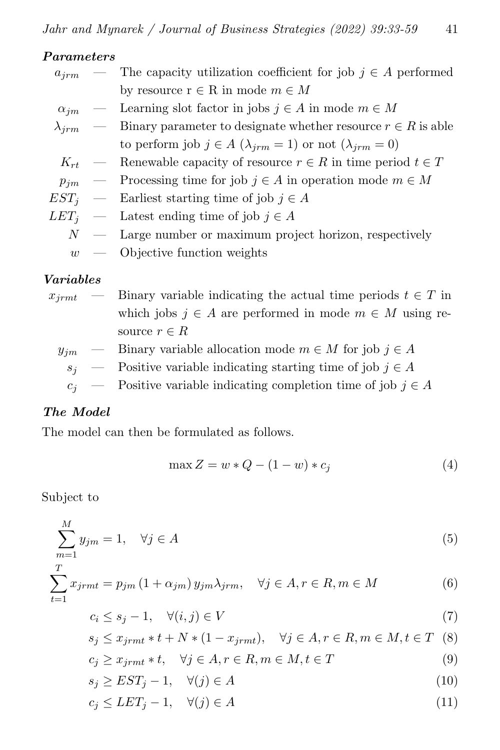***Parameters***

- $a_{jrm}$ — The capacity utilization coefficient for job $j \in A$ performed by resource r $\in$ R in mode $m \in M$
- $\alpha_{jm}$ — Learning slot factor in jobs $j \in A$ in mode $m \in M$
- $\lambda_{jrm}$ — Binary parameter to designate whether resource $r \in R$ is able to perform job $j \in A$ ($\lambda_{jrm} = 1$) or not ($\lambda_{jrm} = 0$)
- $K_{rt}$ — Renewable capacity of resource $r \in R$ in time period $t \in T$
- $p_{jm}$ — Processing time for job $j \in A$ in operation mode $m \in M$
- $EST_j$ — Earliest starting time of job $j \in A$
- $LET_j$ — Latest ending time of job $j \in A$
- $N$ — Large number or maximum project horizon, respectively
- $w$ — Objective function weights

***Variables***

- $x_{jrmt}$ — Binary variable indicating the actual time periods $t \in T$ in which jobs $j \in A$ are performed in mode $m \in M$ using resource $r \in R$
- $y_{jm}$ — Binary variable allocation mode $m \in M$ for job $j \in A$
- $s_j$ — Positive variable indicating starting time of job $j \in A$
- $c_j$ — Positive variable indicating completion time of job $j \in A$

***The Model***

The model can then be formulated as follows.

$$\max Z = w * Q - (1 - w) * c_j \tag{4}$$

Subject to

$$\sum_{m=1}^{M} y_{jm} = 1, \quad \forall j \in A \tag{5}$$

$$\sum_{t=1}^{T} x_{jrmt} = p_{jm} \left(1 + \alpha_{jm}\right) y_{jm} \lambda_{jrm}, \quad \forall j \in A, r \in R, m \in M \tag{6}$$

$$c_i \leq s_j - 1, \quad \forall (i, j) \in V \tag{7}$$

$$s_j \leq x_{jrmt} * t + N * (1 - x_{jrmt}), \quad \forall j \in A, r \in R, m \in M, t \in T \tag{8}$$

$$c_j \geq x_{jrmt} * t, \quad \forall j \in A, r \in R, m \in M, t \in T \tag{9}$$

$$s_j \geq EST_j - 1, \quad \forall (j) \in A \tag{10}$$

$$c_j \leq LET_j - 1, \quad \forall (j) \in A \tag{11}$$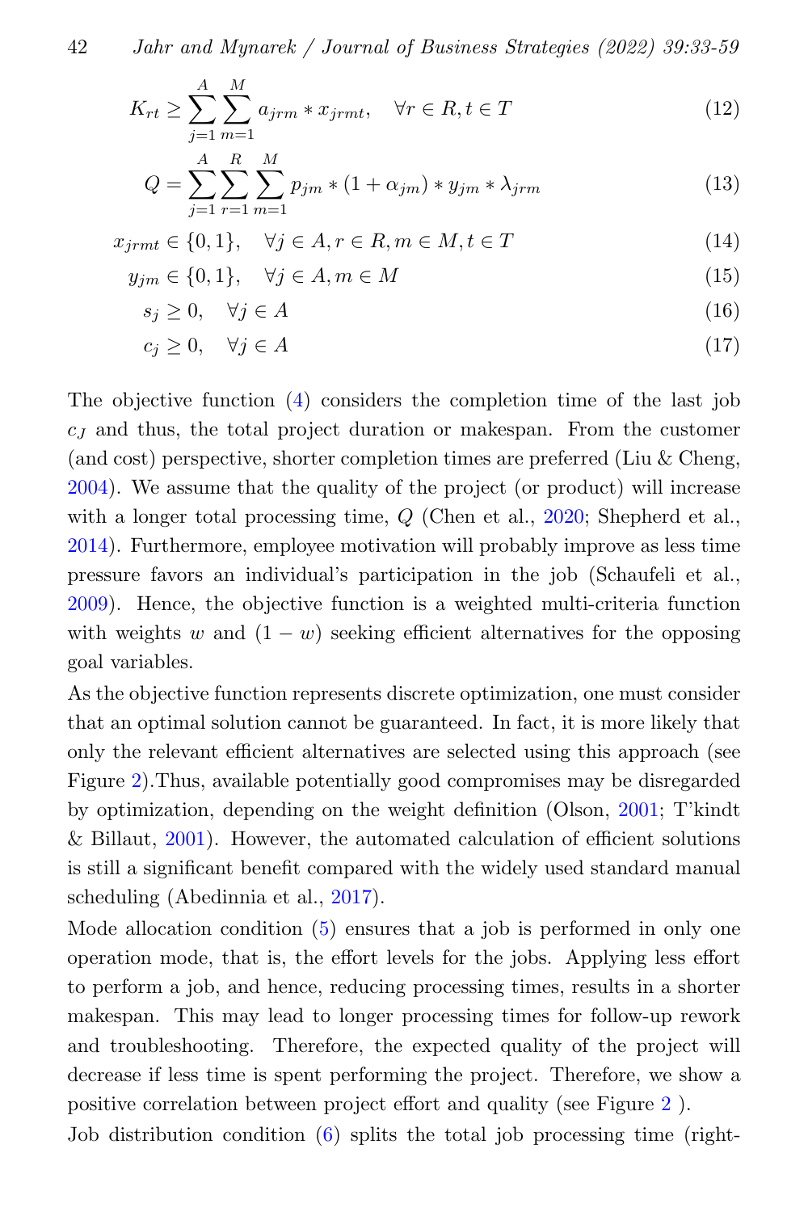$$K_{rt} \geq \sum_{j=1}^{A} \sum_{m=1}^{M} a_{jrm} * x_{jrmt}, \quad \forall r \in R, t \in T \tag{12}$$

$$Q = \sum_{j=1}^{A} \sum_{r=1}^{R} \sum_{m=1}^{M} p_{jm} * (1 + \alpha_{jm}) * y_{jm} * \lambda_{jrm} \tag{13}$$

$$x_{jrmt} \in \{0, 1\}, \quad \forall j \in A, r \in R, m \in M, t \in T \tag{14}$$

$$y_{jm} \in \{0, 1\}, \quad \forall j \in A, m \in M \tag{15}$$

$$s_j \geq 0, \quad \forall j \in A \tag{16}$$

$$c_j \geq 0, \quad \forall j \in A \tag{17}$$

The objective function (4) considers the completion time of the last job $c_J$ and thus, the total project duration or makespan. From the customer (and cost) perspective, shorter completion times are preferred (Liu & Cheng, 2004). We assume that the quality of the project (or product) will increase with a longer total processing time, $Q$ (Chen et al., 2020; Shepherd et al., 2014). Furthermore, employee motivation will probably improve as less time pressure favors an individual's participation in the job (Schaufeli et al., 2009). Hence, the objective function is a weighted multi-criteria function with weights $w$ and $(1 - w)$ seeking efficient alternatives for the opposing goal variables.

As the objective function represents discrete optimization, one must consider that an optimal solution cannot be guaranteed. In fact, it is more likely that only the relevant efficient alternatives are selected using this approach (see Figure 2).Thus, available potentially good compromises may be disregarded by optimization, depending on the weight definition (Olson, 2001; T'kindt & Billaut, 2001). However, the automated calculation of efficient solutions is still a significant benefit compared with the widely used standard manual scheduling (Abedinnia et al., 2017).

Mode allocation condition (5) ensures that a job is performed in only one operation mode, that is, the effort levels for the jobs. Applying less effort to perform a job, and hence, reducing processing times, results in a shorter makespan. This may lead to longer processing times for follow-up rework and troubleshooting. Therefore, the expected quality of the project will decrease if less time is spent performing the project. Therefore, we show a positive correlation between project effort and quality (see Figure 2 ).

Job distribution condition (6) splits the total job processing time (right-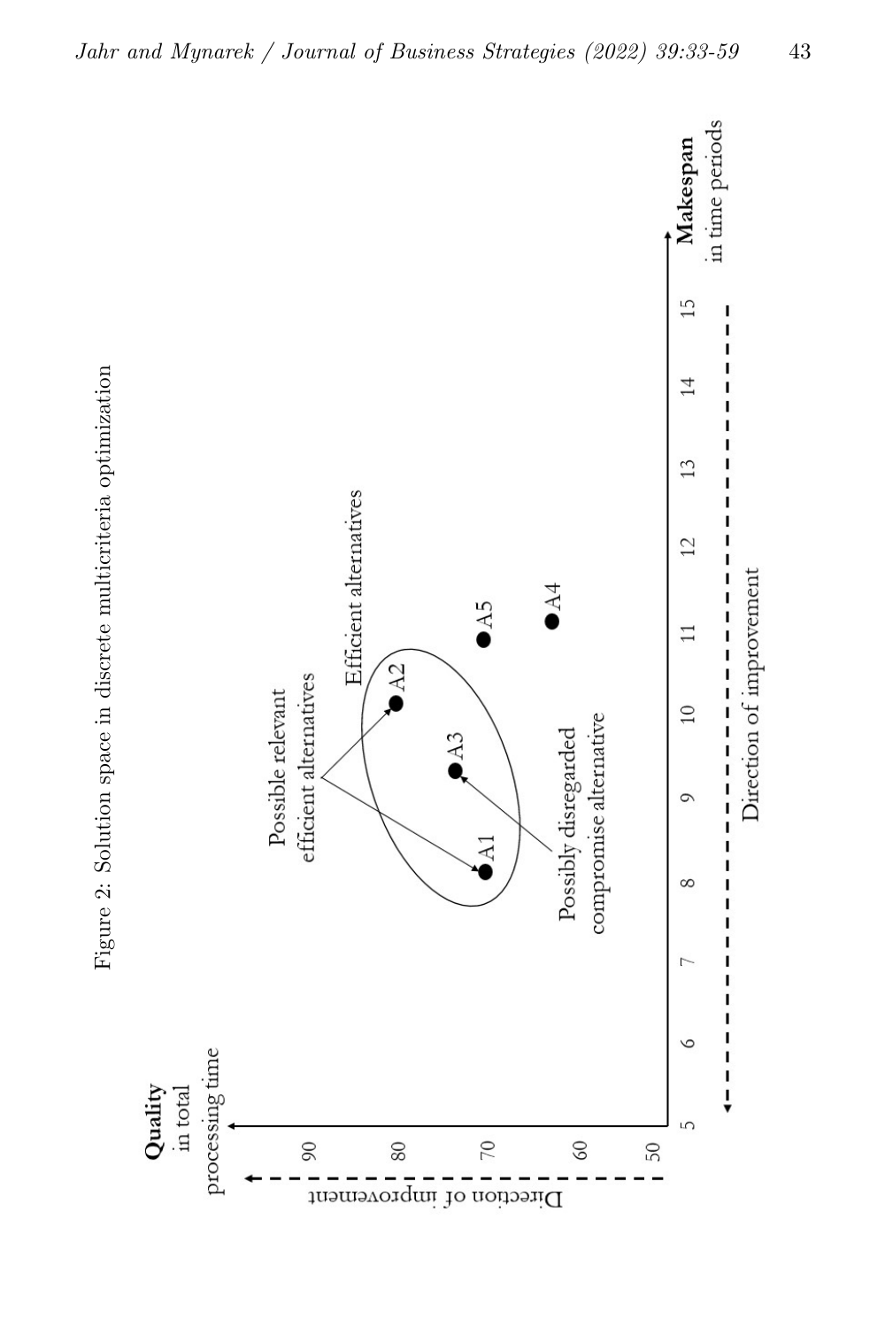Figure 2: Solution space in discrete multicriteria optimization

**Quality**
in total
processing time

Direction of improvement

90

80

70

60

50

5 6 7 8 9 10 11 12 13 14 15

**Makespan**
in time periods

Direction of improvement

Possible relevant
efficient alternatives

Efficient alternatives

A1

A2

A3

A4

A5

Possibly disregarded
compromise alternative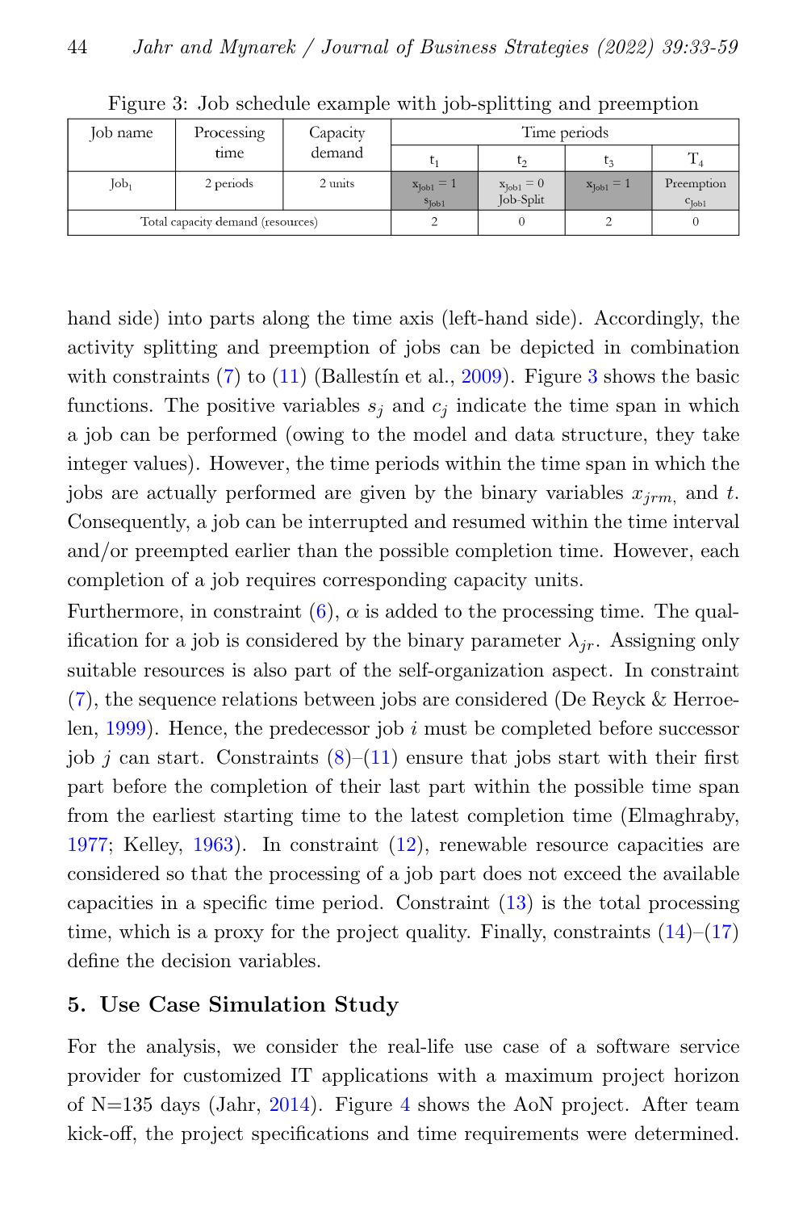Figure 3: Job schedule example with job-splitting and preemption

| Job name | Processing time | Capacity demand | Time periods | | | |
|---|---|---|---|---|---|---|
| | | | $t_1$ | $t_2$ | $t_3$ | $T_4$ |
| $Job_1$ | 2 periods | 2 units | $x_{Job1} = 1$ $s_{Job1}$ | $x_{Job1} = 0$ Job-Split | $x_{Job1} = 1$ | Preemption $c_{Job1}$ |
| Total capacity demand (resources) | | | 2 | 0 | 2 | 0 |

hand side) into parts along the time axis (left-hand side). Accordingly, the activity splitting and preemption of jobs can be depicted in combination with constraints (7) to (11) (Ballestín et al., 2009). Figure 3 shows the basic functions. The positive variables $s_j$ and $c_j$ indicate the time span in which a job can be performed (owing to the model and data structure, they take integer values). However, the time periods within the time span in which the jobs are actually performed are given by the binary variables $x_{jrm,}$ and $t$. Consequently, a job can be interrupted and resumed within the time interval and/or preempted earlier than the possible completion time. However, each completion of a job requires corresponding capacity units.

Furthermore, in constraint (6), $\alpha$ is added to the processing time. The qualification for a job is considered by the binary parameter $\lambda_{jr}$. Assigning only suitable resources is also part of the self-organization aspect. In constraint (7), the sequence relations between jobs are considered (De Reyck & Herroelen, 1999). Hence, the predecessor job $i$ must be completed before successor job $j$ can start. Constraints (8)–(11) ensure that jobs start with their first part before the completion of their last part within the possible time span from the earliest starting time to the latest completion time (Elmaghraby, 1977; Kelley, 1963). In constraint (12), renewable resource capacities are considered so that the processing of a job part does not exceed the available capacities in a specific time period. Constraint (13) is the total processing time, which is a proxy for the project quality. Finally, constraints (14)–(17) define the decision variables.

## 5. Use Case Simulation Study

For the analysis, we consider the real-life use case of a software service provider for customized IT applications with a maximum project horizon of N=135 days (Jahr, 2014). Figure 4 shows the AoN project. After team kick-off, the project specifications and time requirements were determined.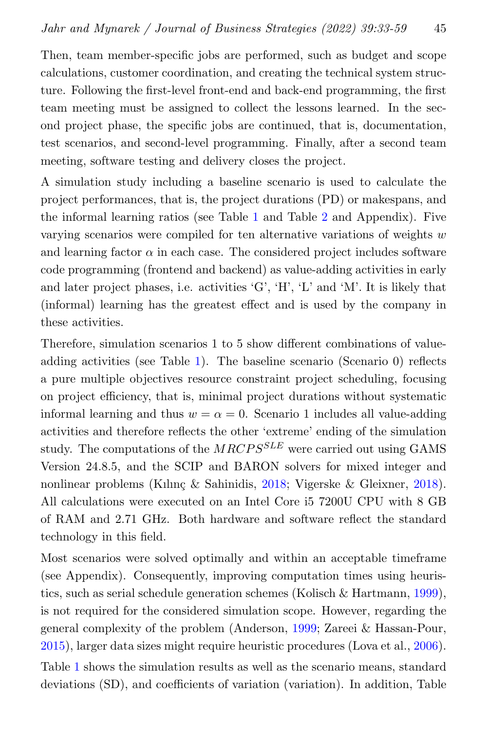Then, team member-specific jobs are performed, such as budget and scope calculations, customer coordination, and creating the technical system structure. Following the first-level front-end and back-end programming, the first team meeting must be assigned to collect the lessons learned. In the second project phase, the specific jobs are continued, that is, documentation, test scenarios, and second-level programming. Finally, after a second team meeting, software testing and delivery closes the project.

A simulation study including a baseline scenario is used to calculate the project performances, that is, the project durations (PD) or makespans, and the informal learning ratios (see Table 1 and Table 2 and Appendix). Five varying scenarios were compiled for ten alternative variations of weights $w$ and learning factor $\alpha$ in each case. The considered project includes software code programming (frontend and backend) as value-adding activities in early and later project phases, i.e. activities 'G', 'H', 'L' and 'M'. It is likely that (informal) learning has the greatest effect and is used by the company in these activities.

Therefore, simulation scenarios 1 to 5 show different combinations of value-adding activities (see Table 1). The baseline scenario (Scenario 0) reflects a pure multiple objectives resource constraint project scheduling, focusing on project efficiency, that is, minimal project durations without systematic informal learning and thus $w = \alpha = 0$. Scenario 1 includes all value-adding activities and therefore reflects the other 'extreme' ending of the simulation study. The computations of the $MRCPS^{SLE}$ were carried out using GAMS Version 24.8.5, and the SCIP and BARON solvers for mixed integer and nonlinear problems (Kılınç & Sahinidis, 2018; Vigerske & Gleixner, 2018). All calculations were executed on an Intel Core i5 7200U CPU with 8 GB of RAM and 2.71 GHz. Both hardware and software reflect the standard technology in this field.

Most scenarios were solved optimally and within an acceptable timeframe (see Appendix). Consequently, improving computation times using heuristics, such as serial schedule generation schemes (Kolisch & Hartmann, 1999), is not required for the considered simulation scope. However, regarding the general complexity of the problem (Anderson, 1999; Zareei & Hassan-Pour, 2015), larger data sizes might require heuristic procedures (Lova et al., 2006).

Table 1 shows the simulation results as well as the scenario means, standard deviations (SD), and coefficients of variation (variation). In addition, Table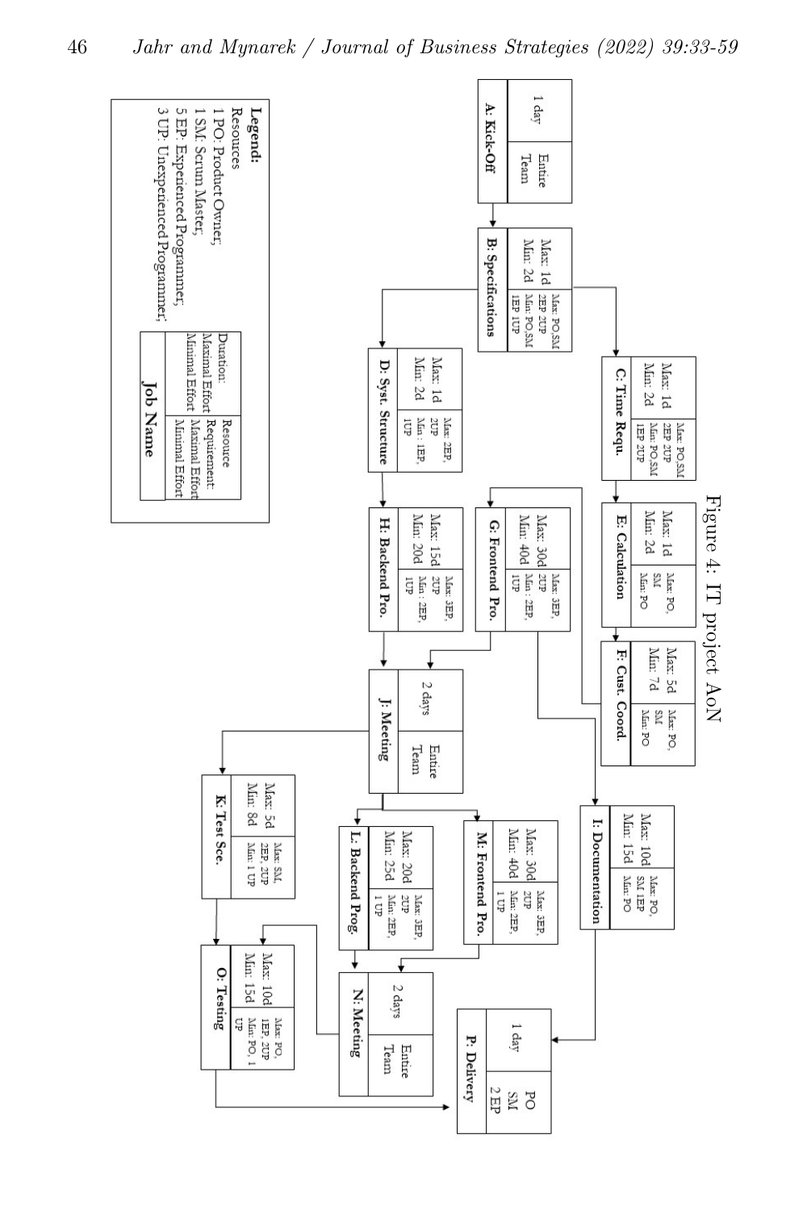Figure 4: IT project AoN

A: Kick-Off
1 day
Entire Team

B: Specifications
Max: 1d
Min: 2d
Max: PO,SM 2EP 2UP
Min: PO,SM 1EP 1UP

C: Time Requ.
Max: 1d
Min: 2d
Max: PO,SM 2EP 2UP
Min: PO,SM 1EP 2UP

D: Syst. Structure
Max: 1d
Min: 2d
Max: 2EP, 2UP
Min: 1EP, 1UP

E: Calculation
Max: 1d
Min: 2d
Max: PO, SM
Min: PO

F: Cust. Coord.
Max: 5d
Min: 7d
Max: PO, SM
Min: PO

G: Frontend Pro.
Max: 30d
Min: 40d
Max: 3EP, 2UP
Min: 2EP, 1UP

H: Backend Pro.
Max: 15d
Min: 20d
Max: 3EP, 2UP
Min: 2EP, 1UP

I: Documentation
Max: 10d
Min: 15d
Max: PO, SM 1EP
Min: PO

J: Meeting
2 days
Entire Team

K: Test Sce.
Max: 5d
Min: 8d
Max: SM, 2EP, 2UP
Min: 1 UP

L: Backend Prog.
Max: 20d
Min: 25d
Max: 3EP, 2UP
Min: 2EP, 1 UP

M: Frontend Pro.
Max: 30d
Min: 40d
Max: 3EP, 2UP
Min: 2EP, 1 UP

N: Meeting
2 days
Entire Team

O: Testing
Max: 10d
Min: 15d
Max: PO, 1EP, 2UP
Min: PO, 1 UP

P: Delivery
1 day
PO SM 2EP

Legend:
Resources
1 PO: Product Owner,
1 SM: Scrum Master,
5 EP: Experienced Programmer,
3 UP: Unexperienced Programmer,

Job Name
Duration: Maximal Effort, Minimal Effort
Resource Requirement: Maximal Effort, Minimal Effort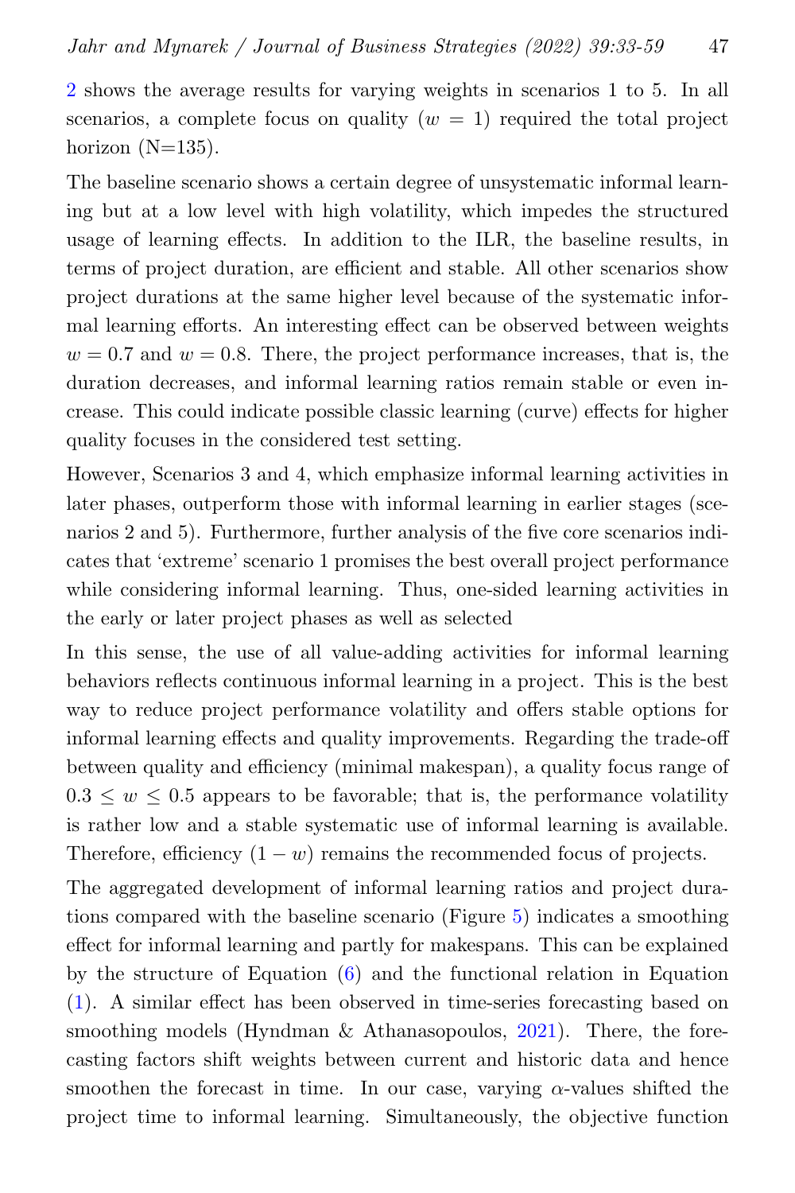2 shows the average results for varying weights in scenarios 1 to 5. In all scenarios, a complete focus on quality ($w = 1$) required the total project horizon (N=135).

The baseline scenario shows a certain degree of unsystematic informal learning but at a low level with high volatility, which impedes the structured usage of learning effects. In addition to the ILR, the baseline results, in terms of project duration, are efficient and stable. All other scenarios show project durations at the same higher level because of the systematic informal learning efforts. An interesting effect can be observed between weights $w = 0.7$ and $w = 0.8$. There, the project performance increases, that is, the duration decreases, and informal learning ratios remain stable or even increase. This could indicate possible classic learning (curve) effects for higher quality focuses in the considered test setting.

However, Scenarios 3 and 4, which emphasize informal learning activities in later phases, outperform those with informal learning in earlier stages (scenarios 2 and 5). Furthermore, further analysis of the five core scenarios indicates that 'extreme' scenario 1 promises the best overall project performance while considering informal learning. Thus, one-sided learning activities in the early or later project phases as well as selected

In this sense, the use of all value-adding activities for informal learning behaviors reflects continuous informal learning in a project. This is the best way to reduce project performance volatility and offers stable options for informal learning effects and quality improvements. Regarding the trade-off between quality and efficiency (minimal makespan), a quality focus range of $0.3 \leq w \leq 0.5$ appears to be favorable; that is, the performance volatility is rather low and a stable systematic use of informal learning is available. Therefore, efficiency $(1 - w)$ remains the recommended focus of projects.

The aggregated development of informal learning ratios and project durations compared with the baseline scenario (Figure 5) indicates a smoothing effect for informal learning and partly for makespans. This can be explained by the structure of Equation (6) and the functional relation in Equation (1). A similar effect has been observed in time-series forecasting based on smoothing models (Hyndman & Athanasopoulos, 2021). There, the forecasting factors shift weights between current and historic data and hence smoothen the forecast in time. In our case, varying $\alpha$-values shifted the project time to informal learning. Simultaneously, the objective function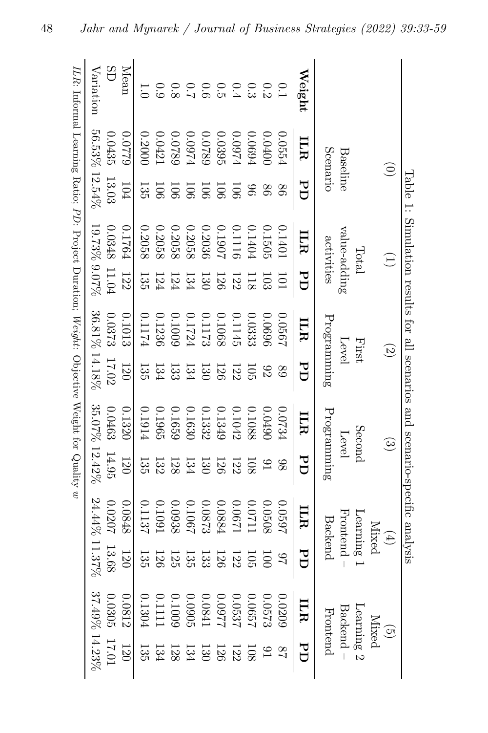Table 1: Simulation results for all scenarios and scenario-specific analysis

| | (0) | | (1) | | (2) | | (3) | | (4) | | (5) | |
|---|---|---|---|---|---|---|---|---|---|---|---|---|
| | Baseline Scenario | | Total value-adding activities | | First Level Programming | | Second Level Programming | | Mixed Learning 1 Frontend – Backend | | Mixed Learning 2 Backend – Frontend | |
| **Weight** | **ILR** | **PD** | **ILR** | **PD** | **ILR** | **PD** | **ILR** | **PD** | **ILR** | **PD** | **ILR** | **PD** |
| 0.1 | 0.0554 | 86 | 0.1401 | 101 | 0.0567 | 89 | 0.0734 | 98 | 0.0597 | 97 | 0.0209 | 87 |
| 0.2 | 0.0400 | 86 | 0.1505 | 103 | 0.0696 | 92 | 0.0490 | 91 | 0.0508 | 100 | 0.0573 | 91 |
| 0.3 | 0.0694 | 96 | 0.1404 | 118 | 0.0333 | 105 | 0.1088 | 108 | 0.0711 | 105 | 0.0657 | 108 |
| 0.4 | 0.0974 | 106 | 0.1116 | 122 | 0.1145 | 122 | 0.1042 | 122 | 0.0671 | 122 | 0.0537 | 122 |
| 0.5 | 0.0395 | 106 | 0.1907 | 126 | 0.1068 | 126 | 0.1349 | 126 | 0.0884 | 126 | 0.0977 | 126 |
| 0.6 | 0.0789 | 106 | 0.2036 | 130 | 0.1173 | 130 | 0.1332 | 130 | 0.0873 | 133 | 0.0841 | 130 |
| 0.7 | 0.0974 | 106 | 0.2058 | 134 | 0.1724 | 134 | 0.1630 | 134 | 0.1067 | 135 | 0.0905 | 134 |
| 0.8 | 0.0789 | 106 | 0.2058 | 124 | 0.1009 | 133 | 0.1659 | 128 | 0.0938 | 125 | 0.1009 | 128 |
| 0.9 | 0.0421 | 106 | 0.2058 | 124 | 0.1236 | 134 | 0.1965 | 132 | 0.1091 | 126 | 0.1111 | 134 |
| 1.0 | 0.2000 | 135 | 0.2058 | 135 | 0.1174 | 135 | 0.1914 | 135 | 0.1137 | 135 | 0.1304 | 135 |
| Mean | 0.0779 | 104 | 0.1764 | 122 | 0.1013 | 120 | 0.1320 | 120 | 0.0848 | 120 | 0.0812 | 120 |
| SD | 0.0435 | 13.03 | 0.0348 | 11.04 | 0.0373 | 17.02 | 0.0463 | 14.95 | 0.0207 | 13.68 | 0.0305 | 17.01 |
| Variation | 56.53% | 12.54% | 19.73% | 9.07% | 36.81% | 14.18% | 35.07% | 12.42% | 24.44% | 11.37% | 37.49% | 14.23% |

*ILR*: Informal Learning Ratio; *PD*: Project Duration; *Weight*: Objective Weight for Quality $w$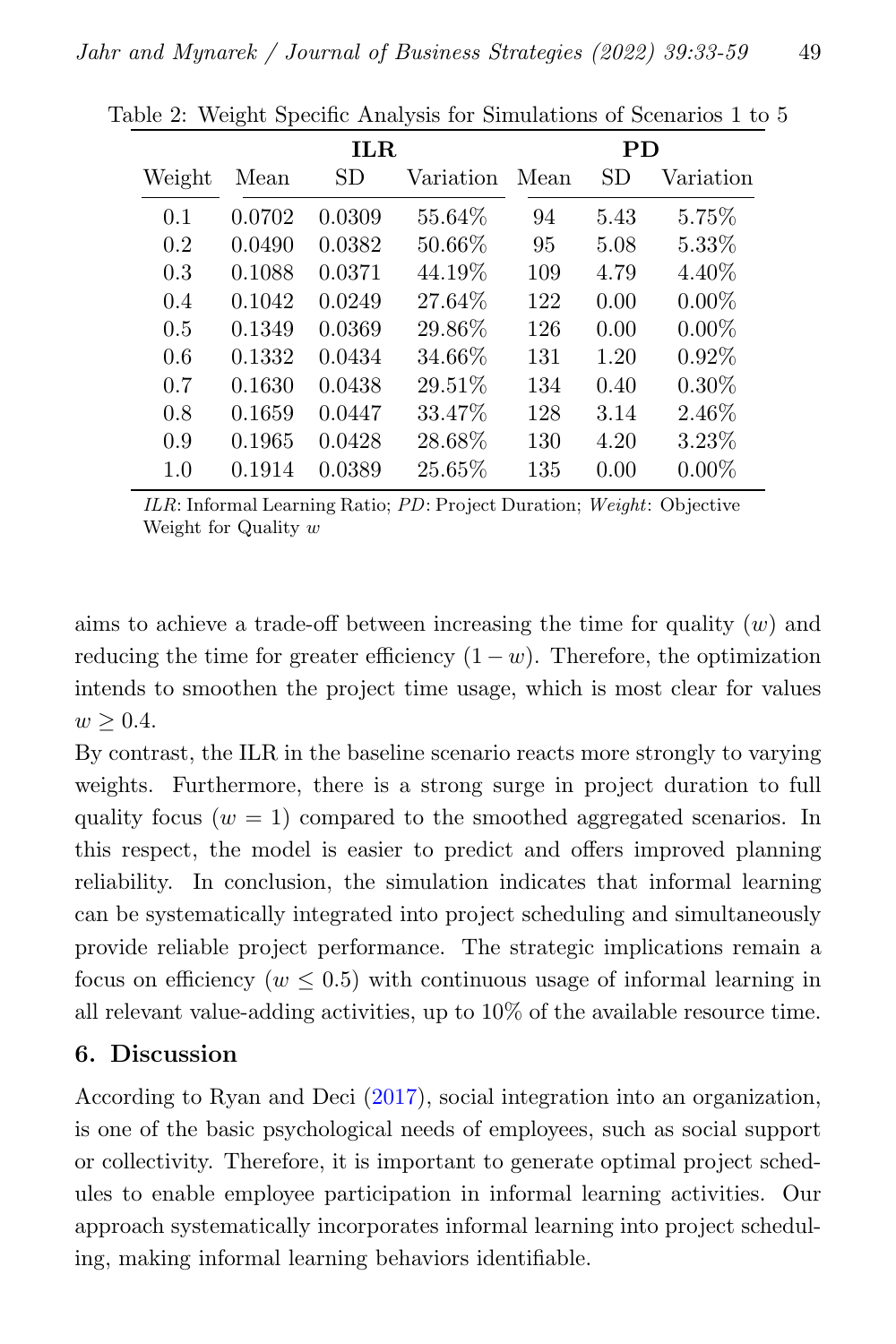Table 2: Weight Specific Analysis for Simulations of Scenarios 1 to 5

| | ILR | | | PD | | |
|---|---|---|---|---|---|---|
| Weight | Mean | SD | Variation | Mean | SD | Variation |
| 0.1 | 0.0702 | 0.0309 | 55.64% | 94 | 5.43 | 5.75% |
| 0.2 | 0.0490 | 0.0382 | 50.66% | 95 | 5.08 | 5.33% |
| 0.3 | 0.1088 | 0.0371 | 44.19% | 109 | 4.79 | 4.40% |
| 0.4 | 0.1042 | 0.0249 | 27.64% | 122 | 0.00 | 0.00% |
| 0.5 | 0.1349 | 0.0369 | 29.86% | 126 | 0.00 | 0.00% |
| 0.6 | 0.1332 | 0.0434 | 34.66% | 131 | 1.20 | 0.92% |
| 0.7 | 0.1630 | 0.0438 | 29.51% | 134 | 0.40 | 0.30% |
| 0.8 | 0.1659 | 0.0447 | 33.47% | 128 | 3.14 | 2.46% |
| 0.9 | 0.1965 | 0.0428 | 28.68% | 130 | 4.20 | 3.23% |
| 1.0 | 0.1914 | 0.0389 | 25.65% | 135 | 0.00 | 0.00% |

*ILR*: Informal Learning Ratio; *PD*: Project Duration; *Weight*: Objective Weight for Quality $w$

aims to achieve a trade-off between increasing the time for quality ($w$) and reducing the time for greater efficiency ($1 - w$). Therefore, the optimization intends to smoothen the project time usage, which is most clear for values $w \geq 0.4$.

By contrast, the ILR in the baseline scenario reacts more strongly to varying weights. Furthermore, there is a strong surge in project duration to full quality focus ($w = 1$) compared to the smoothed aggregated scenarios. In this respect, the model is easier to predict and offers improved planning reliability. In conclusion, the simulation indicates that informal learning can be systematically integrated into project scheduling and simultaneously provide reliable project performance. The strategic implications remain a focus on efficiency ($w \leq 0.5$) with continuous usage of informal learning in all relevant value-adding activities, up to 10% of the available resource time.

## 6. Discussion

According to Ryan and Deci (2017), social integration into an organization, is one of the basic psychological needs of employees, such as social support or collectivity. Therefore, it is important to generate optimal project schedules to enable employee participation in informal learning activities. Our approach systematically incorporates informal learning into project scheduling, making informal learning behaviors identifiable.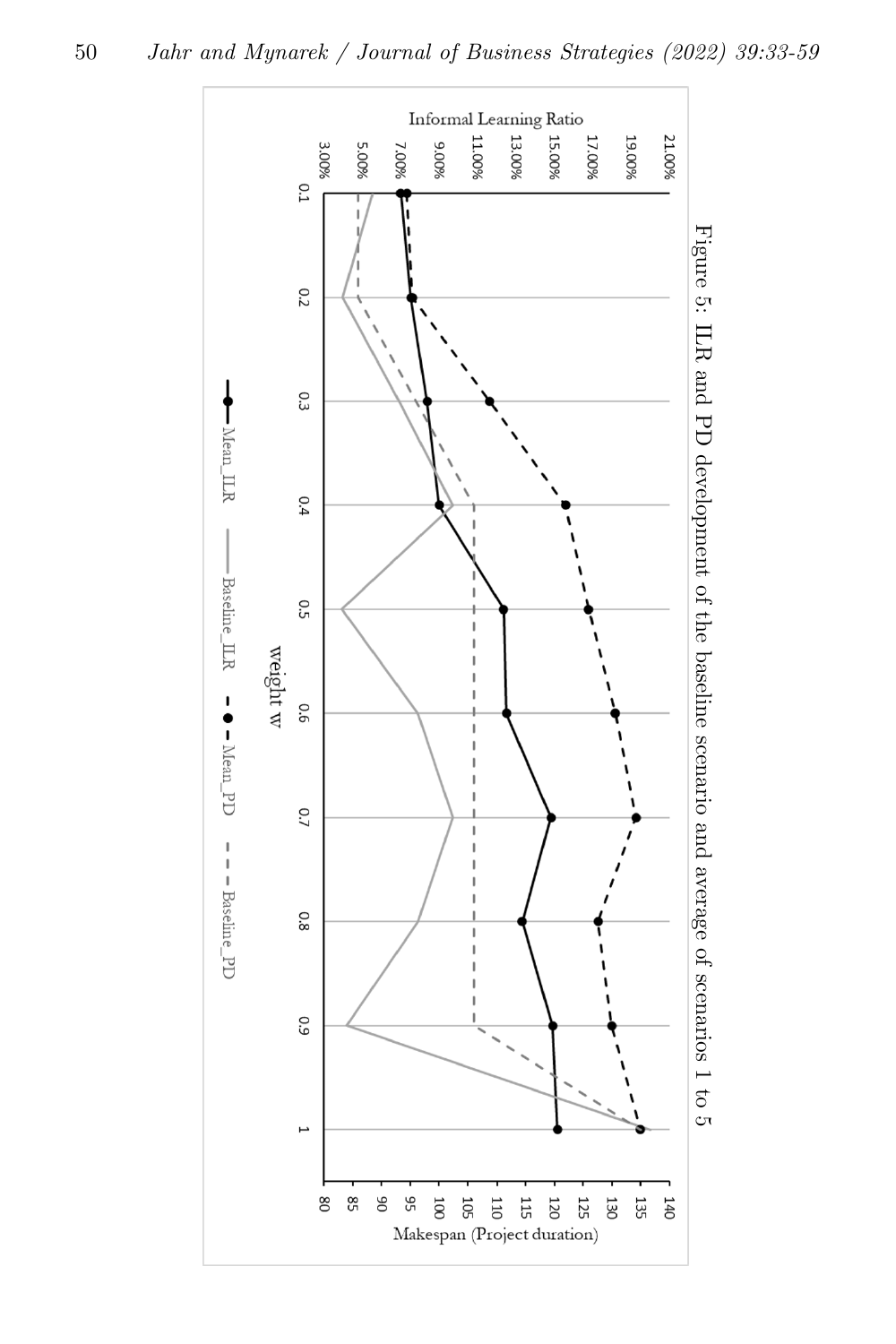Figure 5: ILR and PD development of the baseline scenario and average of scenarios 1 to 5

Informal Learning Ratio

3.00%
5.00%
7.00%
9.00%
11.00%
13.00%
15.00%
17.00%
19.00%
21.00%

0.1
0.2
0.3
0.4
0.5
0.6
0.7
0.8
0.9
1

weight w

80
85
90
95
100
105
110
115
120
125
130
135
140

Makespan (Project duration)

Mean_ILR
Baseline_ILR
Mean_PD
Baseline_PD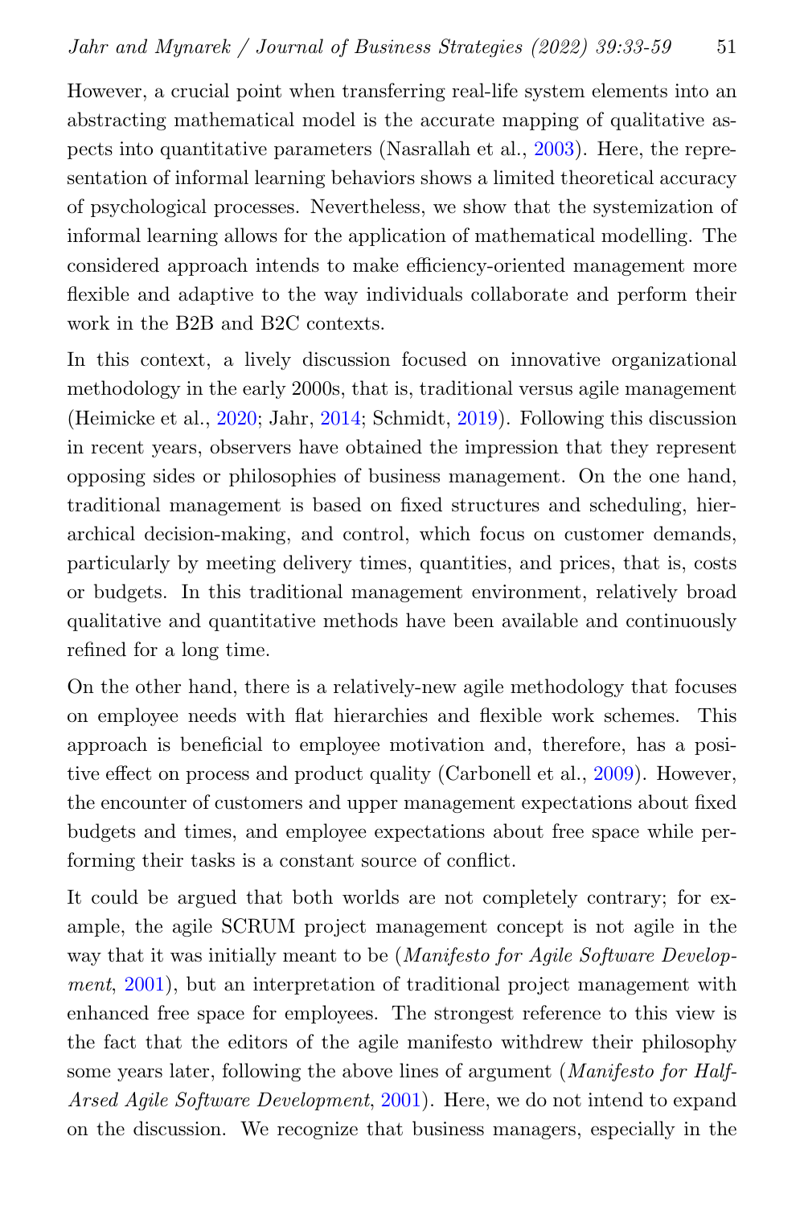However, a crucial point when transferring real-life system elements into an abstracting mathematical model is the accurate mapping of qualitative aspects into quantitative parameters (Nasrallah et al., 2003). Here, the representation of informal learning behaviors shows a limited theoretical accuracy of psychological processes. Nevertheless, we show that the systemization of informal learning allows for the application of mathematical modelling. The considered approach intends to make efficiency-oriented management more flexible and adaptive to the way individuals collaborate and perform their work in the B2B and B2C contexts.

In this context, a lively discussion focused on innovative organizational methodology in the early 2000s, that is, traditional versus agile management (Heimicke et al., 2020; Jahr, 2014; Schmidt, 2019). Following this discussion in recent years, observers have obtained the impression that they represent opposing sides or philosophies of business management. On the one hand, traditional management is based on fixed structures and scheduling, hierarchical decision-making, and control, which focus on customer demands, particularly by meeting delivery times, quantities, and prices, that is, costs or budgets. In this traditional management environment, relatively broad qualitative and quantitative methods have been available and continuously refined for a long time.

On the other hand, there is a relatively-new agile methodology that focuses on employee needs with flat hierarchies and flexible work schemes. This approach is beneficial to employee motivation and, therefore, has a positive effect on process and product quality (Carbonell et al., 2009). However, the encounter of customers and upper management expectations about fixed budgets and times, and employee expectations about free space while performing their tasks is a constant source of conflict.

It could be argued that both worlds are not completely contrary; for example, the agile SCRUM project management concept is not agile in the way that it was initially meant to be (*Manifesto for Agile Software Development*, 2001), but an interpretation of traditional project management with enhanced free space for employees. The strongest reference to this view is the fact that the editors of the agile manifesto withdrew their philosophy some years later, following the above lines of argument (*Manifesto for Half-Arsed Agile Software Development*, 2001). Here, we do not intend to expand on the discussion. We recognize that business managers, especially in the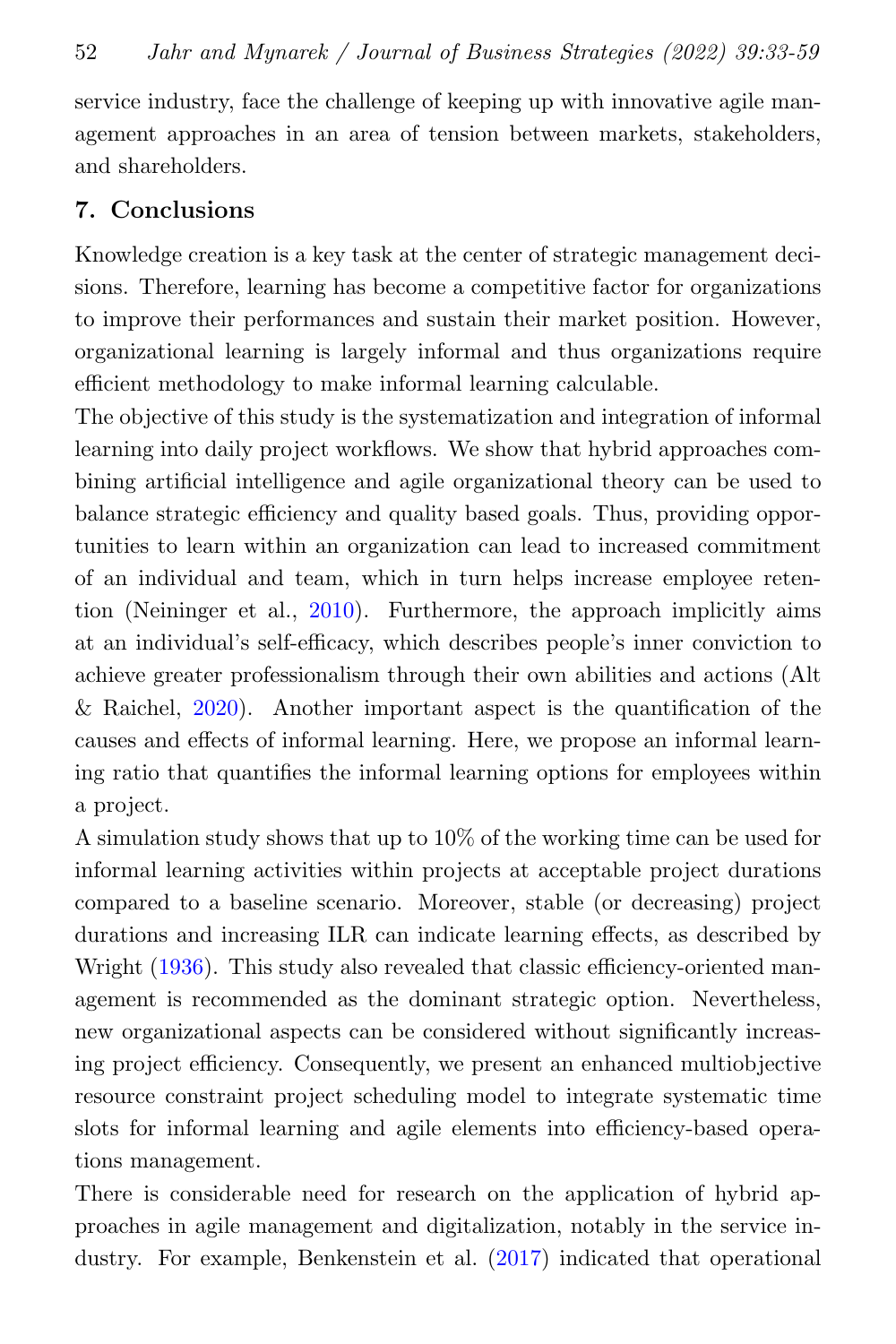service industry, face the challenge of keeping up with innovative agile management approaches in an area of tension between markets, stakeholders, and shareholders.

## 7. Conclusions

Knowledge creation is a key task at the center of strategic management decisions. Therefore, learning has become a competitive factor for organizations to improve their performances and sustain their market position. However, organizational learning is largely informal and thus organizations require efficient methodology to make informal learning calculable.

The objective of this study is the systematization and integration of informal learning into daily project workflows. We show that hybrid approaches combining artificial intelligence and agile organizational theory can be used to balance strategic efficiency and quality based goals. Thus, providing opportunities to learn within an organization can lead to increased commitment of an individual and team, which in turn helps increase employee retention (Neininger et al., 2010). Furthermore, the approach implicitly aims at an individual's self-efficacy, which describes people's inner conviction to achieve greater professionalism through their own abilities and actions (Alt & Raichel, 2020). Another important aspect is the quantification of the causes and effects of informal learning. Here, we propose an informal learning ratio that quantifies the informal learning options for employees within a project.

A simulation study shows that up to 10% of the working time can be used for informal learning activities within projects at acceptable project durations compared to a baseline scenario. Moreover, stable (or decreasing) project durations and increasing ILR can indicate learning effects, as described by Wright (1936). This study also revealed that classic efficiency-oriented management is recommended as the dominant strategic option. Nevertheless, new organizational aspects can be considered without significantly increasing project efficiency. Consequently, we present an enhanced multiobjective resource constraint project scheduling model to integrate systematic time slots for informal learning and agile elements into efficiency-based operations management.

There is considerable need for research on the application of hybrid approaches in agile management and digitalization, notably in the service industry. For example, Benkenstein et al. (2017) indicated that operational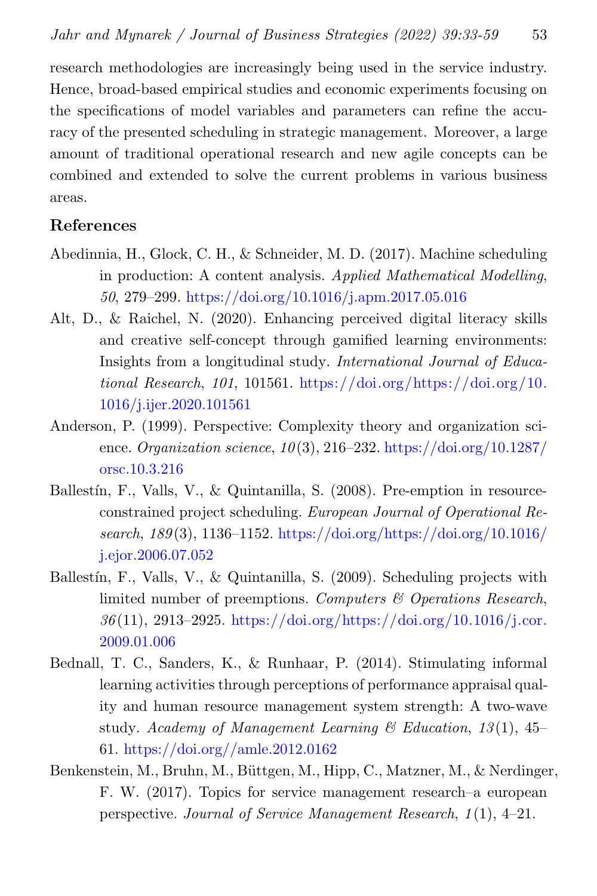research methodologies are increasingly being used in the service industry. Hence, broad-based empirical studies and economic experiments focusing on the specifications of model variables and parameters can refine the accuracy of the presented scheduling in strategic management. Moreover, a large amount of traditional operational research and new agile concepts can be combined and extended to solve the current problems in various business areas.

## References

Abedinnia, H., Glock, C. H., & Schneider, M. D. (2017). Machine scheduling in production: A content analysis. *Applied Mathematical Modelling*, *50*, 279–299. https://doi.org/10.1016/j.apm.2017.05.016

Alt, D., & Raichel, N. (2020). Enhancing perceived digital literacy skills and creative self-concept through gamified learning environments: Insights from a longitudinal study. *International Journal of Educational Research*, *101*, 101561. https://doi.org/https://doi.org/10.1016/j.ijer.2020.101561

Anderson, P. (1999). Perspective: Complexity theory and organization science. *Organization science*, *10*(3), 216–232. https://doi.org/10.1287/orsc.10.3.216

Ballestín, F., Valls, V., & Quintanilla, S. (2008). Pre-emption in resource-constrained project scheduling. *European Journal of Operational Research*, *189*(3), 1136–1152. https://doi.org/https://doi.org/10.1016/j.ejor.2006.07.052

Ballestín, F., Valls, V., & Quintanilla, S. (2009). Scheduling projects with limited number of preemptions. *Computers & Operations Research*, *36*(11), 2913–2925. https://doi.org/https://doi.org/10.1016/j.cor.2009.01.006

Bednall, T. C., Sanders, K., & Runhaar, P. (2014). Stimulating informal learning activities through perceptions of performance appraisal quality and human resource management system strength: A two-wave study. *Academy of Management Learning & Education*, *13*(1), 45–61. https://doi.org//amle.2012.0162

Benkenstein, M., Bruhn, M., Büttgen, M., Hipp, C., Matzner, M., & Nerdinger, F. W. (2017). Topics for service management research–a european perspective. *Journal of Service Management Research*, *1*(1), 4–21.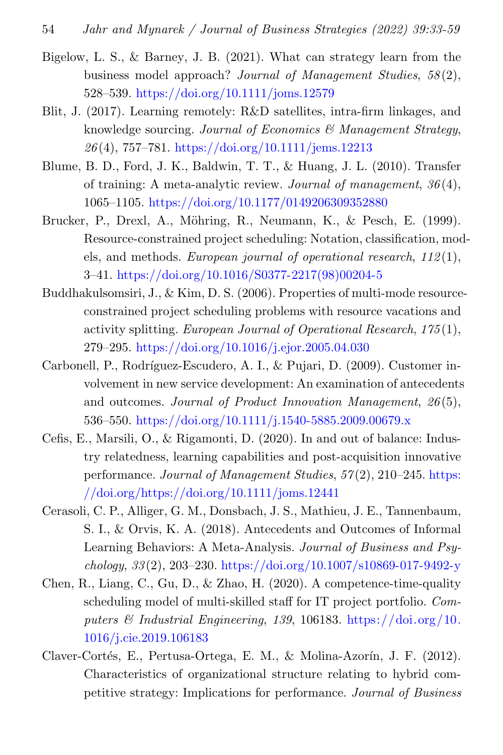Bigelow, L. S., & Barney, J. B. (2021). What can strategy learn from the business model approach? *Journal of Management Studies*, *58*(2), 528–539. https://doi.org/10.1111/joms.12579

Blit, J. (2017). Learning remotely: R&D satellites, intra-firm linkages, and knowledge sourcing. *Journal of Economics & Management Strategy*, *26*(4), 757–781. https://doi.org/10.1111/jems.12213

Blume, B. D., Ford, J. K., Baldwin, T. T., & Huang, J. L. (2010). Transfer of training: A meta-analytic review. *Journal of management*, *36*(4), 1065–1105. https://doi.org/10.1177/0149206309352880

Brucker, P., Drexl, A., Möhring, R., Neumann, K., & Pesch, E. (1999). Resource-constrained project scheduling: Notation, classification, models, and methods. *European journal of operational research*, *112*(1), 3–41. https://doi.org/10.1016/S0377-2217(98)00204-5

Buddhakulsomsiri, J., & Kim, D. S. (2006). Properties of multi-mode resource-constrained project scheduling problems with resource vacations and activity splitting. *European Journal of Operational Research*, *175*(1), 279–295. https://doi.org/10.1016/j.ejor.2005.04.030

Carbonell, P., Rodríguez-Escudero, A. I., & Pujari, D. (2009). Customer involvement in new service development: An examination of antecedents and outcomes. *Journal of Product Innovation Management*, *26*(5), 536–550. https://doi.org/10.1111/j.1540-5885.2009.00679.x

Cefis, E., Marsili, O., & Rigamonti, D. (2020). In and out of balance: Industry relatedness, learning capabilities and post-acquisition innovative performance. *Journal of Management Studies*, *57*(2), 210–245. https://doi.org/https://doi.org/10.1111/joms.12441

Cerasoli, C. P., Alliger, G. M., Donsbach, J. S., Mathieu, J. E., Tannenbaum, S. I., & Orvis, K. A. (2018). Antecedents and Outcomes of Informal Learning Behaviors: A Meta-Analysis. *Journal of Business and Psychology*, *33*(2), 203–230. https://doi.org/10.1007/s10869-017-9492-y

Chen, R., Liang, C., Gu, D., & Zhao, H. (2020). A competence-time-quality scheduling model of multi-skilled staff for IT project portfolio. *Computers & Industrial Engineering*, *139*, 106183. https://doi.org/10.1016/j.cie.2019.106183

Claver-Cortés, E., Pertusa-Ortega, E. M., & Molina-Azorín, J. F. (2012). Characteristics of organizational structure relating to hybrid competitive strategy: Implications for performance. *Journal of Business*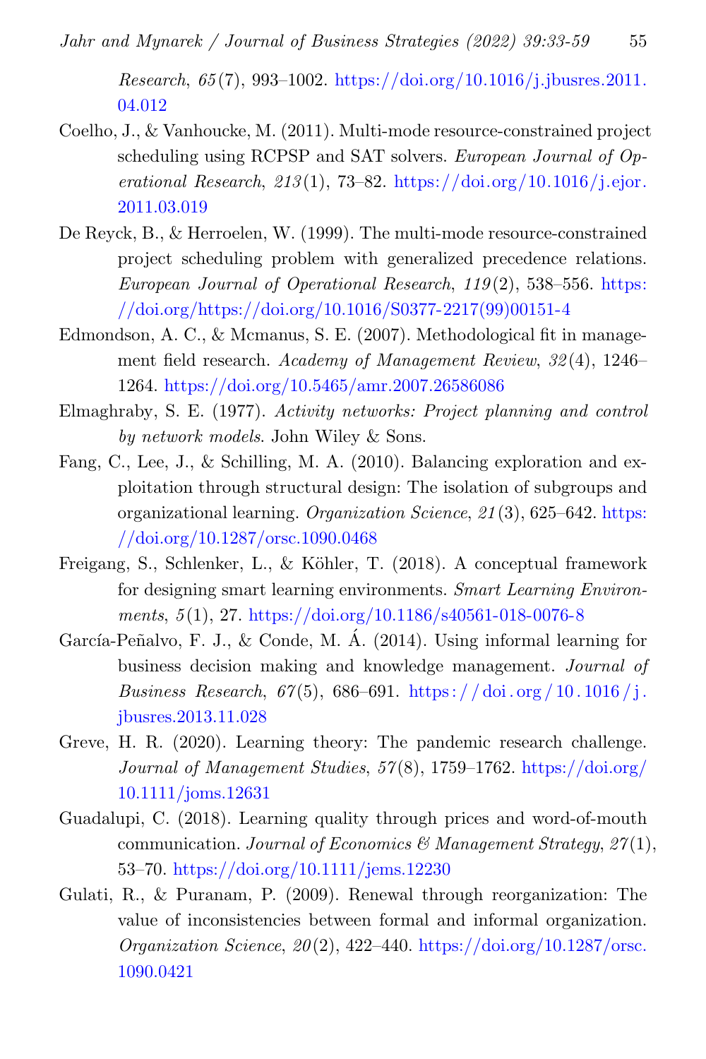*Research*, *65*(7), 993–1002. https://doi.org/10.1016/j.jbusres.2011.04.012

Coelho, J., & Vanhoucke, M. (2011). Multi-mode resource-constrained project scheduling using RCPSP and SAT solvers. *European Journal of Operational Research*, *213*(1), 73–82. https://doi.org/10.1016/j.ejor.2011.03.019

De Reyck, B., & Herroelen, W. (1999). The multi-mode resource-constrained project scheduling problem with generalized precedence relations. *European Journal of Operational Research*, *119*(2), 538–556. https://doi.org/https://doi.org/10.1016/S0377-2217(99)00151-4

Edmondson, A. C., & Mcmanus, S. E. (2007). Methodological fit in management field research. *Academy of Management Review*, *32*(4), 1246–1264. https://doi.org/10.5465/amr.2007.26586086

Elmaghraby, S. E. (1977). *Activity networks: Project planning and control by network models*. John Wiley & Sons.

Fang, C., Lee, J., & Schilling, M. A. (2010). Balancing exploration and exploitation through structural design: The isolation of subgroups and organizational learning. *Organization Science*, *21*(3), 625–642. https://doi.org/10.1287/orsc.1090.0468

Freigang, S., Schlenker, L., & Köhler, T. (2018). A conceptual framework for designing smart learning environments. *Smart Learning Environments*, *5*(1), 27. https://doi.org/10.1186/s40561-018-0076-8

García-Peñalvo, F. J., & Conde, M. Á. (2014). Using informal learning for business decision making and knowledge management. *Journal of Business Research*, *67*(5), 686–691. https://doi.org/10.1016/j.jbusres.2013.11.028

Greve, H. R. (2020). Learning theory: The pandemic research challenge. *Journal of Management Studies*, *57*(8), 1759–1762. https://doi.org/10.1111/joms.12631

Guadalupi, C. (2018). Learning quality through prices and word-of-mouth communication. *Journal of Economics & Management Strategy*, *27*(1), 53–70. https://doi.org/10.1111/jems.12230

Gulati, R., & Puranam, P. (2009). Renewal through reorganization: The value of inconsistencies between formal and informal organization. *Organization Science*, *20*(2), 422–440. https://doi.org/10.1287/orsc.1090.0421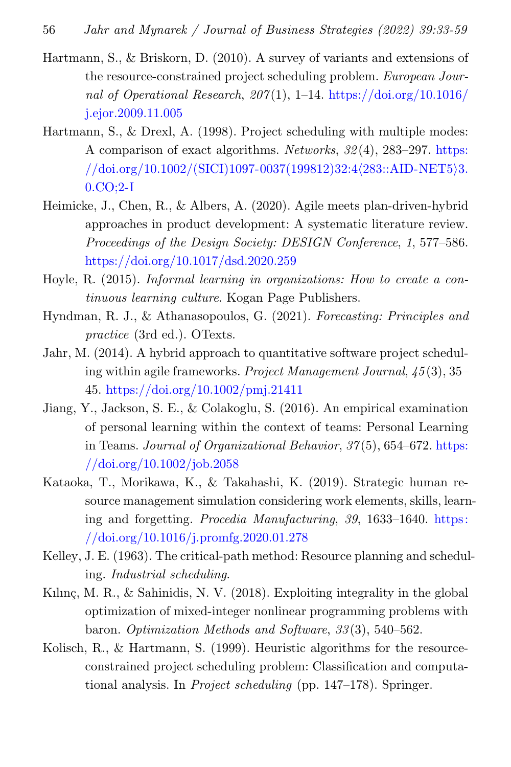Hartmann, S., & Briskorn, D. (2010). A survey of variants and extensions of the resource-constrained project scheduling problem. *European Journal of Operational Research*, *207*(1), 1–14. https://doi.org/10.1016/j.ejor.2009.11.005

Hartmann, S., & Drexl, A. (1998). Project scheduling with multiple modes: A comparison of exact algorithms. *Networks*, *32*(4), 283–297. https://doi.org/10.1002/(SICI)1097-0037(199812)32:4⟨283::AID-NET5⟩3.0.CO;2-I

Heimicke, J., Chen, R., & Albers, A. (2020). Agile meets plan-driven-hybrid approaches in product development: A systematic literature review. *Proceedings of the Design Society: DESIGN Conference*, *1*, 577–586. https://doi.org/10.1017/dsd.2020.259

Hoyle, R. (2015). *Informal learning in organizations: How to create a continuous learning culture*. Kogan Page Publishers.

Hyndman, R. J., & Athanasopoulos, G. (2021). *Forecasting: Principles and practice* (3rd ed.). OTexts.

Jahr, M. (2014). A hybrid approach to quantitative software project scheduling within agile frameworks. *Project Management Journal*, *45*(3), 35–45. https://doi.org/10.1002/pmj.21411

Jiang, Y., Jackson, S. E., & Colakoglu, S. (2016). An empirical examination of personal learning within the context of teams: Personal Learning in Teams. *Journal of Organizational Behavior*, *37*(5), 654–672. https://doi.org/10.1002/job.2058

Kataoka, T., Morikawa, K., & Takahashi, K. (2019). Strategic human resource management simulation considering work elements, skills, learning and forgetting. *Procedia Manufacturing*, *39*, 1633–1640. https://doi.org/10.1016/j.promfg.2020.01.278

Kelley, J. E. (1963). The critical-path method: Resource planning and scheduling. *Industrial scheduling*.

Kılınç, M. R., & Sahinidis, N. V. (2018). Exploiting integrality in the global optimization of mixed-integer nonlinear programming problems with baron. *Optimization Methods and Software*, *33*(3), 540–562.

Kolisch, R., & Hartmann, S. (1999). Heuristic algorithms for the resource-constrained project scheduling problem: Classification and computational analysis. In *Project scheduling* (pp. 147–178). Springer.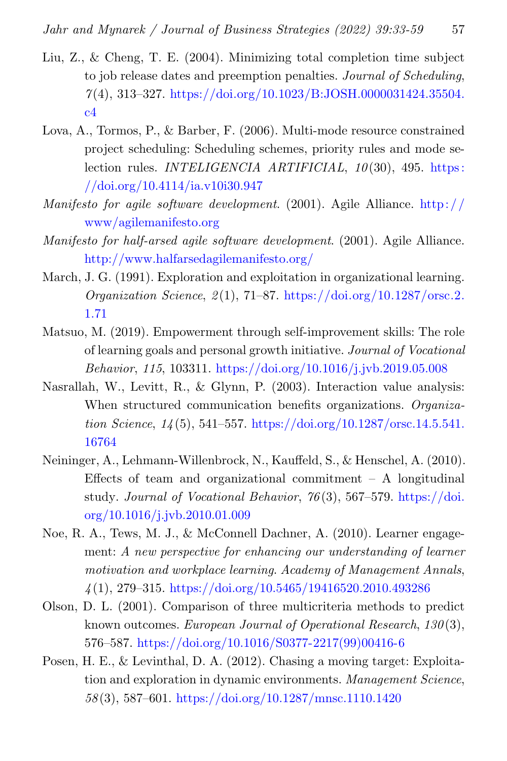Liu, Z., & Cheng, T. E. (2004). Minimizing total completion time subject to job release dates and preemption penalties. *Journal of Scheduling*, *7*(4), 313–327. https://doi.org/10.1023/B:JOSH.0000031424.35504.c4

Lova, A., Tormos, P., & Barber, F. (2006). Multi-mode resource constrained project scheduling: Scheduling schemes, priority rules and mode selection rules. *INTELIGENCIA ARTIFICIAL*, *10*(30), 495. https://doi.org/10.4114/ia.v10i30.947

*Manifesto for agile software development*. (2001). Agile Alliance. http://www/agilemanifesto.org

*Manifesto for half-arsed agile software development*. (2001). Agile Alliance. http://www.halfarsedagilemanifesto.org/

March, J. G. (1991). Exploration and exploitation in organizational learning. *Organization Science*, *2*(1), 71–87. https://doi.org/10.1287/orsc.2.1.71

Matsuo, M. (2019). Empowerment through self-improvement skills: The role of learning goals and personal growth initiative. *Journal of Vocational Behavior*, *115*, 103311. https://doi.org/10.1016/j.jvb.2019.05.008

Nasrallah, W., Levitt, R., & Glynn, P. (2003). Interaction value analysis: When structured communication benefits organizations. *Organization Science*, *14*(5), 541–557. https://doi.org/10.1287/orsc.14.5.541.16764

Neininger, A., Lehmann-Willenbrock, N., Kauffeld, S., & Henschel, A. (2010). Effects of team and organizational commitment – A longitudinal study. *Journal of Vocational Behavior*, *76*(3), 567–579. https://doi.org/10.1016/j.jvb.2010.01.009

Noe, R. A., Tews, M. J., & McConnell Dachner, A. (2010). Learner engagement: *A new perspective for enhancing our understanding of learner motivation and workplace learning*. *Academy of Management Annals*, *4*(1), 279–315. https://doi.org/10.5465/19416520.2010.493286

Olson, D. L. (2001). Comparison of three multicriteria methods to predict known outcomes. *European Journal of Operational Research*, *130*(3), 576–587. https://doi.org/10.1016/S0377-2217(99)00416-6

Posen, H. E., & Levinthal, D. A. (2012). Chasing a moving target: Exploitation and exploration in dynamic environments. *Management Science*, *58*(3), 587–601. https://doi.org/10.1287/mnsc.1110.1420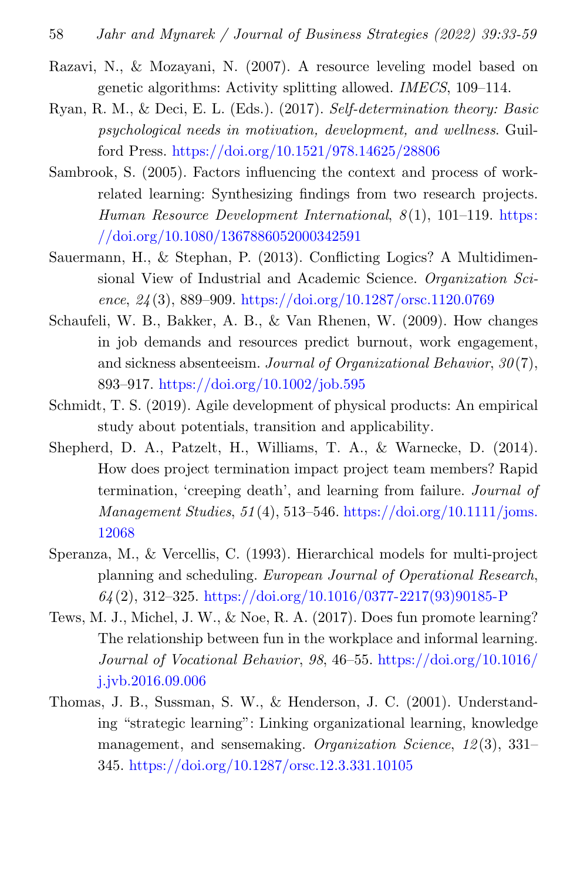Razavi, N., & Mozayani, N. (2007). A resource leveling model based on genetic algorithms: Activity splitting allowed. *IMECS*, 109–114.

Ryan, R. M., & Deci, E. L. (Eds.). (2017). *Self-determination theory: Basic psychological needs in motivation, development, and wellness*. Guilford Press. https://doi.org/10.1521/978.14625/28806

Sambrook, S. (2005). Factors influencing the context and process of work-related learning: Synthesizing findings from two research projects. *Human Resource Development International*, *8*(1), 101–119. https://doi.org/10.1080/1367886052000342591

Sauermann, H., & Stephan, P. (2013). Conflicting Logics? A Multidimensional View of Industrial and Academic Science. *Organization Science*, *24*(3), 889–909. https://doi.org/10.1287/orsc.1120.0769

Schaufeli, W. B., Bakker, A. B., & Van Rhenen, W. (2009). How changes in job demands and resources predict burnout, work engagement, and sickness absenteeism. *Journal of Organizational Behavior*, *30*(7), 893–917. https://doi.org/10.1002/job.595

Schmidt, T. S. (2019). Agile development of physical products: An empirical study about potentials, transition and applicability.

Shepherd, D. A., Patzelt, H., Williams, T. A., & Warnecke, D. (2014). How does project termination impact project team members? Rapid termination, 'creeping death', and learning from failure. *Journal of Management Studies*, *51*(4), 513–546. https://doi.org/10.1111/joms.12068

Speranza, M., & Vercellis, C. (1993). Hierarchical models for multi-project planning and scheduling. *European Journal of Operational Research*, *64*(2), 312–325. https://doi.org/10.1016/0377-2217(93)90185-P

Tews, M. J., Michel, J. W., & Noe, R. A. (2017). Does fun promote learning? The relationship between fun in the workplace and informal learning. *Journal of Vocational Behavior*, *98*, 46–55. https://doi.org/10.1016/j.jvb.2016.09.006

Thomas, J. B., Sussman, S. W., & Henderson, J. C. (2001). Understanding "strategic learning": Linking organizational learning, knowledge management, and sensemaking. *Organization Science*, *12*(3), 331–345. https://doi.org/10.1287/orsc.12.3.331.10105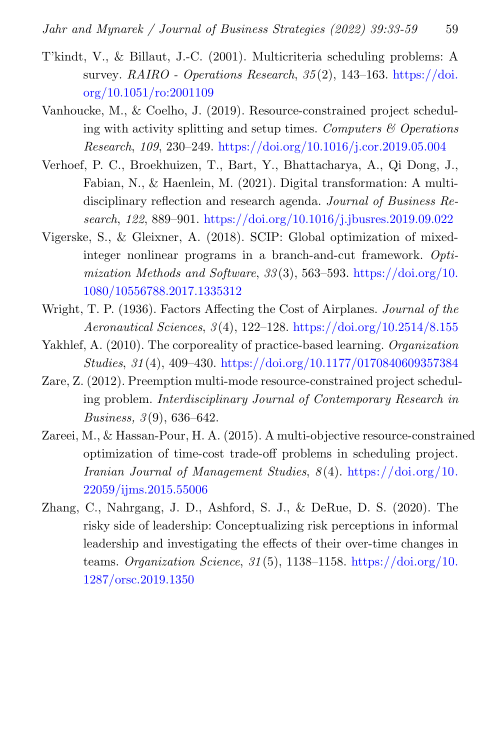T'kindt, V., & Billaut, J.-C. (2001). Multicriteria scheduling problems: A survey. *RAIRO - Operations Research*, *35*(2), 143–163. https://doi.org/10.1051/ro:2001109

Vanhoucke, M., & Coelho, J. (2019). Resource-constrained project scheduling with activity splitting and setup times. *Computers & Operations Research*, *109*, 230–249. https://doi.org/10.1016/j.cor.2019.05.004

Verhoef, P. C., Broekhuizen, T., Bart, Y., Bhattacharya, A., Qi Dong, J., Fabian, N., & Haenlein, M. (2021). Digital transformation: A multidisciplinary reflection and research agenda. *Journal of Business Research*, *122*, 889–901. https://doi.org/10.1016/j.jbusres.2019.09.022

Vigerske, S., & Gleixner, A. (2018). SCIP: Global optimization of mixed-integer nonlinear programs in a branch-and-cut framework. *Optimization Methods and Software*, *33*(3), 563–593. https://doi.org/10.1080/10556788.2017.1335312

Wright, T. P. (1936). Factors Affecting the Cost of Airplanes. *Journal of the Aeronautical Sciences*, *3*(4), 122–128. https://doi.org/10.2514/8.155

Yakhlef, A. (2010). The corporeality of practice-based learning. *Organization Studies*, *31*(4), 409–430. https://doi.org/10.1177/0170840609357384

Zare, Z. (2012). Preemption multi-mode resource-constrained project scheduling problem. *Interdisciplinary Journal of Contemporary Research in Business, 3*(9), 636–642.

Zareei, M., & Hassan-Pour, H. A. (2015). A multi-objective resource-constrained optimization of time-cost trade-off problems in scheduling project. *Iranian Journal of Management Studies*, *8*(4). https://doi.org/10.22059/ijms.2015.55006

Zhang, C., Nahrgang, J. D., Ashford, S. J., & DeRue, D. S. (2020). The risky side of leadership: Conceptualizing risk perceptions in informal leadership and investigating the effects of their over-time changes in teams. *Organization Science*, *31*(5), 1138–1158. https://doi.org/10.1287/orsc.2019.1350